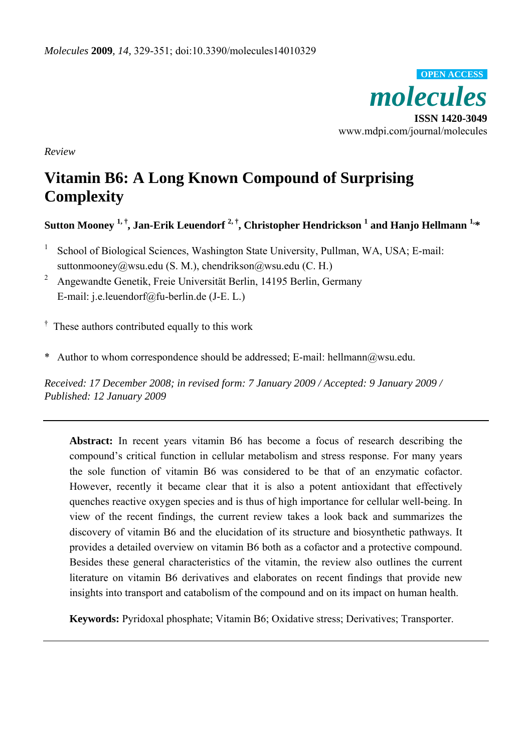*Review*

# Vitamin B6: A Long Known Compound of Surprising Complexity

**Sutton Mooney [1,†], Jan-Erik Leuendorf [2,†], Christopher Hendrickson [1] and Hanjo Hellmann [1,*]**

[1] School of Biological Sciences, Washington State University, Pullman, WA, USA; E-mail: suttonmooney@wsu.edu (S. M.), chendrikson@wsu.edu (C. H.)

[2] Angewandte Genetik, Freie Universität Berlin, 14195 Berlin, Germany E-mail: j.e.leuendorf@fu-berlin.de (J-E. L.)

[†] These authors contributed equally to this work

\* Author to whom correspondence should be addressed; E-mail: hellmann@wsu.edu.

*Received: 17 December 2008; in revised form: 7 January 2009 / Accepted: 9 January 2009 / Published: 12 January 2009*

---

**Abstract:** In recent years vitamin B6 has become a focus of research describing the compound's critical function in cellular metabolism and stress response. For many years the sole function of vitamin B6 was considered to be that of an enzymatic cofactor. However, recently it became clear that it is also a potent antioxidant that effectively quenches reactive oxygen species and is thus of high importance for cellular well-being. In view of the recent findings, the current review takes a look back and summarizes the discovery of vitamin B6 and the elucidation of its structure and biosynthetic pathways. It provides a detailed overview on vitamin B6 both as a cofactor and a protective compound. Besides these general characteristics of the vitamin, the review also outlines the current literature on vitamin B6 derivatives and elaborates on recent findings that provide new insights into transport and catabolism of the compound and on its impact on human health.

**Keywords:** Pyridoxal phosphate; Vitamin B6; Oxidative stress; Derivatives; Transporter.

---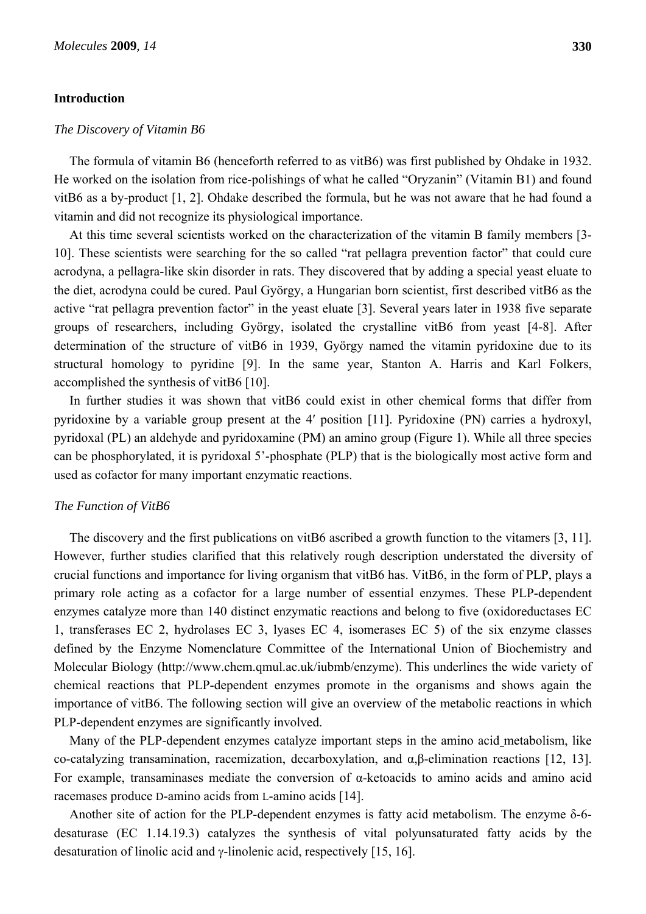## Introduction

### *The Discovery of Vitamin B6*

The formula of vitamin B6 (henceforth referred to as vitB6) was first published by Ohdake in 1932. He worked on the isolation from rice-polishings of what he called "Oryzanin" (Vitamin B1) and found vitB6 as a by-product [1, 2]. Ohdake described the formula, but he was not aware that he had found a vitamin and did not recognize its physiological importance.

At this time several scientists worked on the characterization of the vitamin B family members [3-10]. These scientists were searching for the so called "rat pellagra prevention factor" that could cure acrodyna, a pellagra-like skin disorder in rats. They discovered that by adding a special yeast eluate to the diet, acrodyna could be cured. Paul György, a Hungarian born scientist, first described vitB6 as the active "rat pellagra prevention factor" in the yeast eluate [3]. Several years later in 1938 five separate groups of researchers, including György, isolated the crystalline vitB6 from yeast [4-8]. After determination of the structure of vitB6 in 1939, György named the vitamin pyridoxine due to its structural homology to pyridine [9]. In the same year, Stanton A. Harris and Karl Folkers, accomplished the synthesis of vitB6 [10].

In further studies it was shown that vitB6 could exist in other chemical forms that differ from pyridoxine by a variable group present at the 4′ position [11]. Pyridoxine (PN) carries a hydroxyl, pyridoxal (PL) an aldehyde and pyridoxamine (PM) an amino group (Figure 1). While all three species can be phosphorylated, it is pyridoxal 5'-phosphate (PLP) that is the biologically most active form and used as cofactor for many important enzymatic reactions.

### *The Function of VitB6*

The discovery and the first publications on vitB6 ascribed a growth function to the vitamers [3, 11]. However, further studies clarified that this relatively rough description understated the diversity of crucial functions and importance for living organism that vitB6 has. VitB6, in the form of PLP, plays a primary role acting as a cofactor for a large number of essential enzymes. These PLP-dependent enzymes catalyze more than 140 distinct enzymatic reactions and belong to five (oxidoreductases EC 1, transferases EC 2, hydrolases EC 3, lyases EC 4, isomerases EC 5) of the six enzyme classes defined by the Enzyme Nomenclature Committee of the International Union of Biochemistry and Molecular Biology (http://www.chem.qmul.ac.uk/iubmb/enzyme). This underlines the wide variety of chemical reactions that PLP-dependent enzymes promote in the organisms and shows again the importance of vitB6. The following section will give an overview of the metabolic reactions in which PLP-dependent enzymes are significantly involved.

Many of the PLP-dependent enzymes catalyze important steps in the amino acid metabolism, like co-catalyzing transamination, racemization, decarboxylation, and α,β-elimination reactions [12, 13]. For example, transaminases mediate the conversion of α-ketoacids to amino acids and amino acid racemases produce D-amino acids from L-amino acids [14].

Another site of action for the PLP-dependent enzymes is fatty acid metabolism. The enzyme δ-6-desaturase (EC 1.14.19.3) catalyzes the synthesis of vital polyunsaturated fatty acids by the desaturation of linolic acid and γ-linolenic acid, respectively [15, 16].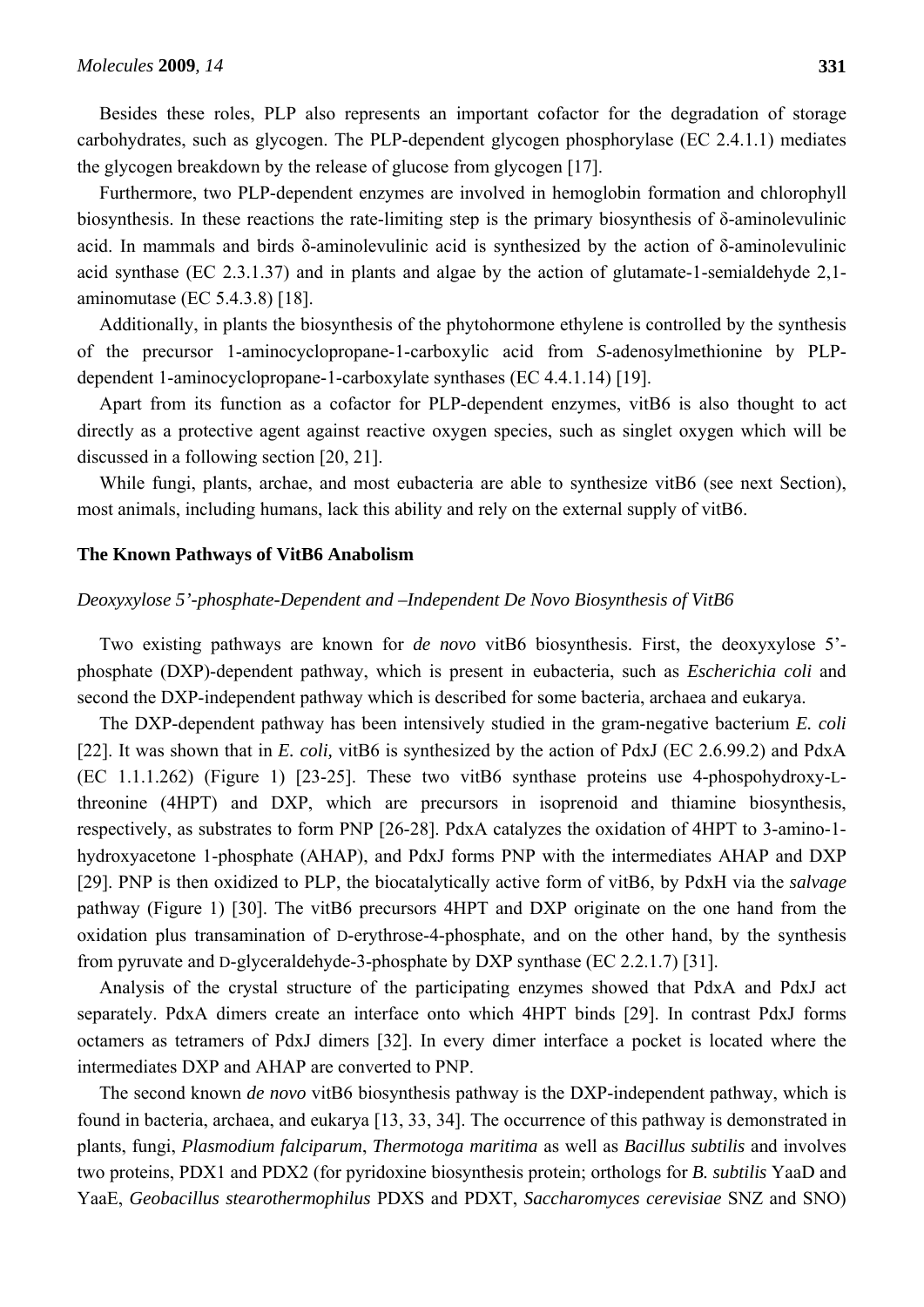Besides these roles, PLP also represents an important cofactor for the degradation of storage carbohydrates, such as glycogen. The PLP-dependent glycogen phosphorylase (EC 2.4.1.1) mediates the glycogen breakdown by the release of glucose from glycogen [17].

Furthermore, two PLP-dependent enzymes are involved in hemoglobin formation and chlorophyll biosynthesis. In these reactions the rate-limiting step is the primary biosynthesis of δ-aminolevulinic acid. In mammals and birds δ-aminolevulinic acid is synthesized by the action of δ-aminolevulinic acid synthase (EC 2.3.1.37) and in plants and algae by the action of glutamate-1-semialdehyde 2,1-aminomutase (EC 5.4.3.8) [18].

Additionally, in plants the biosynthesis of the phytohormone ethylene is controlled by the synthesis of the precursor 1-aminocyclopropane-1-carboxylic acid from *S*-adenosylmethionine by PLP-dependent 1-aminocyclopropane-1-carboxylate synthases (EC 4.4.1.14) [19].

Apart from its function as a cofactor for PLP-dependent enzymes, vitB6 is also thought to act directly as a protective agent against reactive oxygen species, such as singlet oxygen which will be discussed in a following section [20, 21].

While fungi, plants, archae, and most eubacteria are able to synthesize vitB6 (see next Section), most animals, including humans, lack this ability and rely on the external supply of vitB6.

## The Known Pathways of VitB6 Anabolism

### *Deoxyxylose 5'-phosphate-Dependent and –Independent De Novo Biosynthesis of VitB6*

Two existing pathways are known for *de novo* vitB6 biosynthesis. First, the deoxyxylose 5'-phosphate (DXP)-dependent pathway, which is present in eubacteria, such as *Escherichia coli* and second the DXP-independent pathway which is described for some bacteria, archaea and eukarya.

The DXP-dependent pathway has been intensively studied in the gram-negative bacterium *E. coli* [22]. It was shown that in *E. coli,* vitB6 is synthesized by the action of PdxJ (EC 2.6.99.2) and PdxA (EC 1.1.1.262) (Figure 1) [23-25]. These two vitB6 synthase proteins use 4-phospohydroxy-L-threonine (4HPT) and DXP, which are precursors in isoprenoid and thiamine biosynthesis, respectively, as substrates to form PNP [26-28]. PdxA catalyzes the oxidation of 4HPT to 3-amino-1-hydroxyacetone 1-phosphate (AHAP), and PdxJ forms PNP with the intermediates AHAP and DXP [29]. PNP is then oxidized to PLP, the biocatalytically active form of vitB6, by PdxH via the *salvage* pathway (Figure 1) [30]. The vitB6 precursors 4HPT and DXP originate on the one hand from the oxidation plus transamination of D-erythrose-4-phosphate, and on the other hand, by the synthesis from pyruvate and D-glyceraldehyde-3-phosphate by DXP synthase (EC 2.2.1.7) [31].

Analysis of the crystal structure of the participating enzymes showed that PdxA and PdxJ act separately. PdxA dimers create an interface onto which 4HPT binds [29]. In contrast PdxJ forms octamers as tetramers of PdxJ dimers [32]. In every dimer interface a pocket is located where the intermediates DXP and AHAP are converted to PNP.

The second known *de novo* vitB6 biosynthesis pathway is the DXP-independent pathway, which is found in bacteria, archaea, and eukarya [13, 33, 34]. The occurrence of this pathway is demonstrated in plants, fungi, *Plasmodium falciparum*, *Thermotoga maritima* as well as *Bacillus subtilis* and involves two proteins, PDX1 and PDX2 (for pyridoxine biosynthesis protein; orthologs for *B. subtilis* YaaD and YaaE, *Geobacillus stearothermophilus* PDXS and PDXT, *Saccharomyces cerevisiae* SNZ and SNO)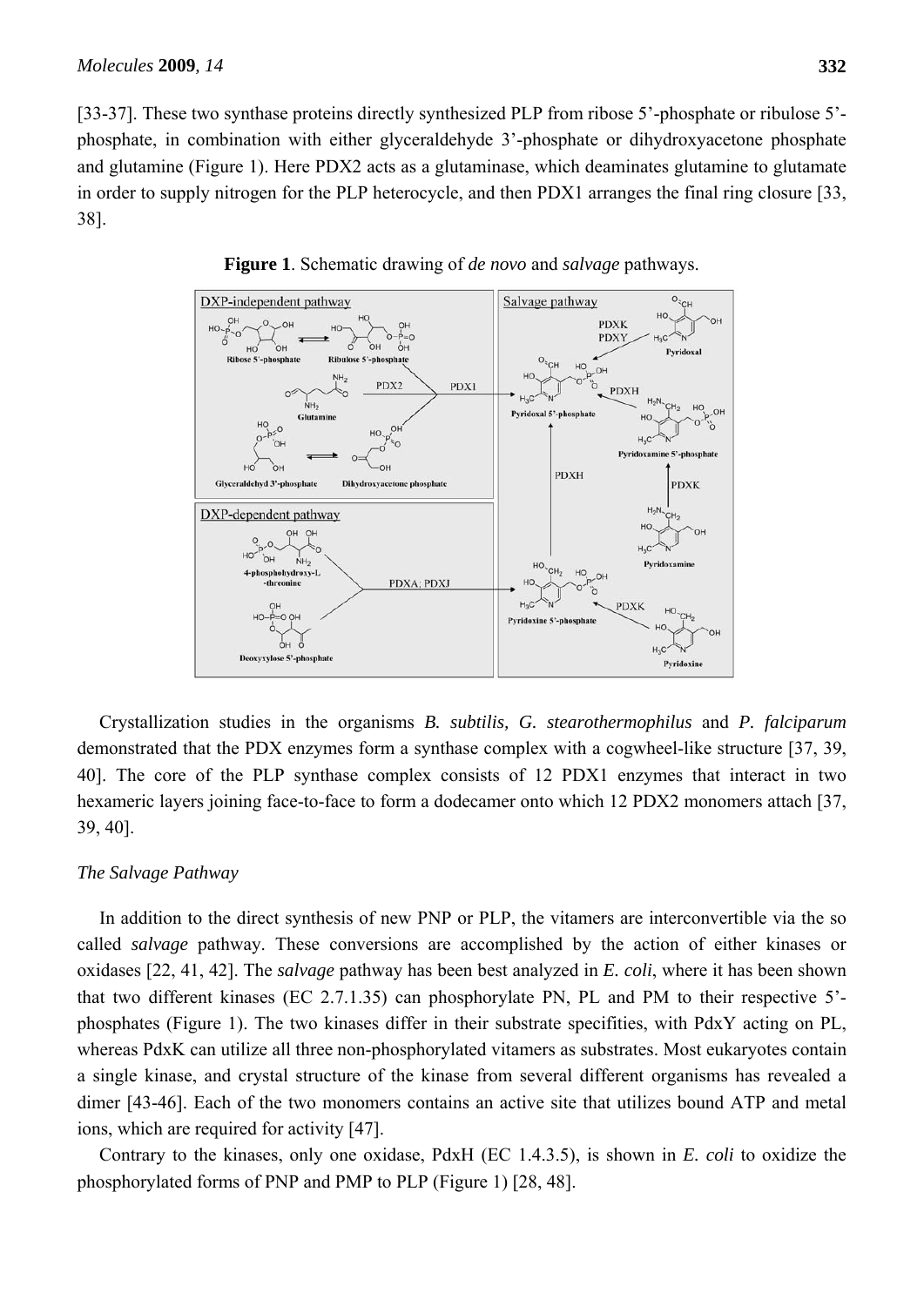[33-37]. These two synthase proteins directly synthesized PLP from ribose 5'-phosphate or ribulose 5'-phosphate, in combination with either glyceraldehyde 3'-phosphate or dihydroxyacetone phosphate and glutamine (Figure 1). Here PDX2 acts as a glutaminase, which deaminates glutamine to glutamate in order to supply nitrogen for the PLP heterocycle, and then PDX1 arranges the final ring closure [33, 38].

**Figure 1**. Schematic drawing of *de novo* and *salvage* pathways.

Crystallization studies in the organisms *B. subtilis, G. stearothermophilus* and *P. falciparum* demonstrated that the PDX enzymes form a synthase complex with a cogwheel-like structure [37, 39, 40]. The core of the PLP synthase complex consists of 12 PDX1 enzymes that interact in two hexameric layers joining face-to-face to form a dodecamer onto which 12 PDX2 monomers attach [37, 39, 40].

### *The Salvage Pathway*

In addition to the direct synthesis of new PNP or PLP, the vitamers are interconvertible via the so called *salvage* pathway. These conversions are accomplished by the action of either kinases or oxidases [22, 41, 42]. The *salvage* pathway has been best analyzed in *E. coli*, where it has been shown that two different kinases (EC 2.7.1.35) can phosphorylate PN, PL and PM to their respective 5'-phosphates (Figure 1). The two kinases differ in their substrate specifities, with PdxY acting on PL, whereas PdxK can utilize all three non-phosphorylated vitamers as substrates. Most eukaryotes contain a single kinase, and crystal structure of the kinase from several different organisms has revealed a dimer [43-46]. Each of the two monomers contains an active site that utilizes bound ATP and metal ions, which are required for activity [47].

Contrary to the kinases, only one oxidase, PdxH (EC 1.4.3.5), is shown in *E. coli* to oxidize the phosphorylated forms of PNP and PMP to PLP (Figure 1) [28, 48].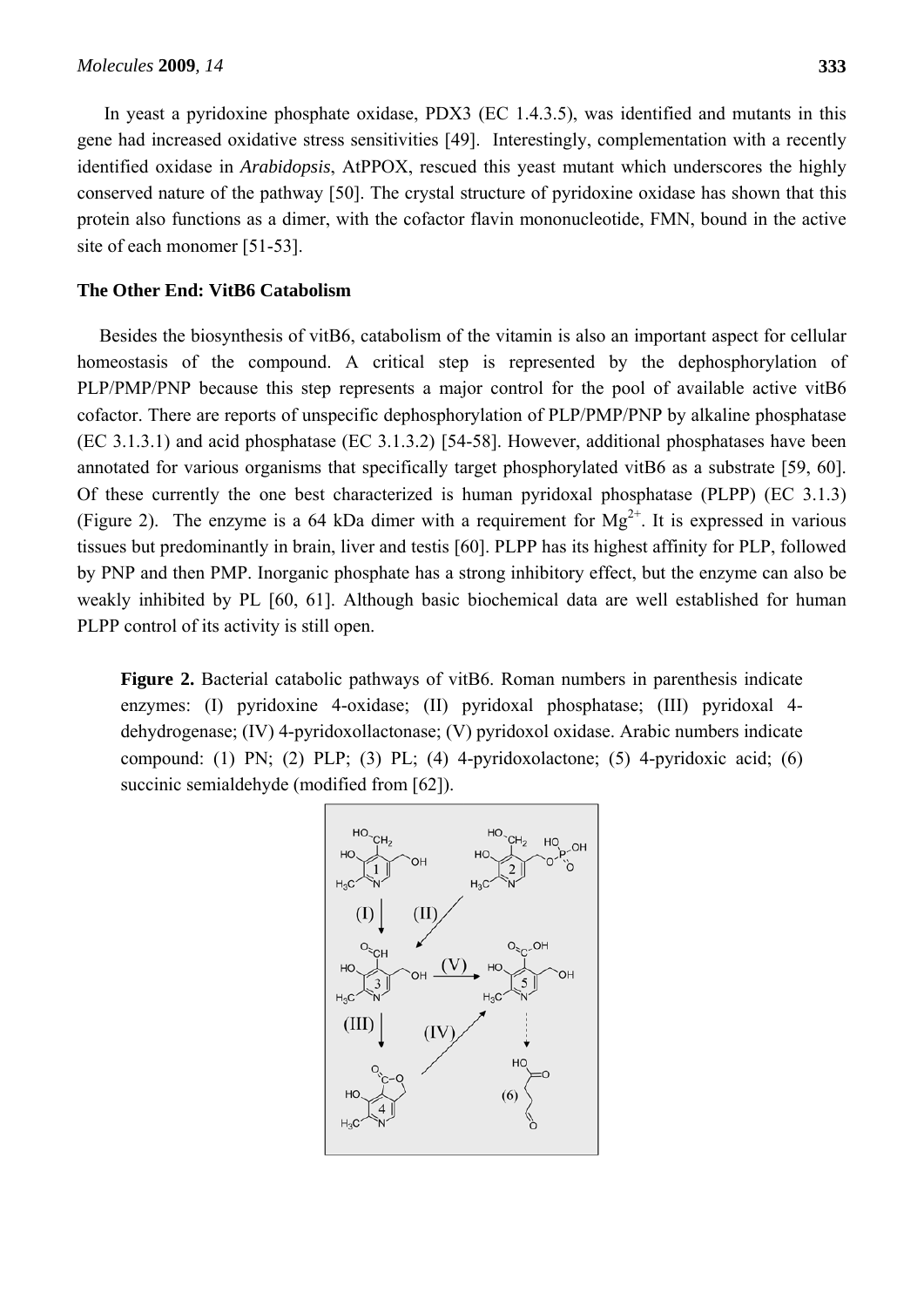In yeast a pyridoxine phosphate oxidase, PDX3 (EC 1.4.3.5), was identified and mutants in this gene had increased oxidative stress sensitivities [49]. Interestingly, complementation with a recently identified oxidase in *Arabidopsis*, AtPPOX, rescued this yeast mutant which underscores the highly conserved nature of the pathway [50]. The crystal structure of pyridoxine oxidase has shown that this protein also functions as a dimer, with the cofactor flavin mononucleotide, FMN, bound in the active site of each monomer [51-53].

## The Other End: VitB6 Catabolism

Besides the biosynthesis of vitB6, catabolism of the vitamin is also an important aspect for cellular homeostasis of the compound. A critical step is represented by the dephosphorylation of PLP/PMP/PNP because this step represents a major control for the pool of available active vitB6 cofactor. There are reports of unspecific dephosphorylation of PLP/PMP/PNP by alkaline phosphatase (EC 3.1.3.1) and acid phosphatase (EC 3.1.3.2) [54-58]. However, additional phosphatases have been annotated for various organisms that specifically target phosphorylated vitB6 as a substrate [59, 60]. Of these currently the one best characterized is human pyridoxal phosphatase (PLPP) (EC 3.1.3) (Figure 2). The enzyme is a 64 kDa dimer with a requirement for $Mg^{2+}$. It is expressed in various tissues but predominantly in brain, liver and testis [60]. PLPP has its highest affinity for PLP, followed by PNP and then PMP. Inorganic phosphate has a strong inhibitory effect, but the enzyme can also be weakly inhibited by PL [60, 61]. Although basic biochemical data are well established for human PLPP control of its activity is still open.

**Figure 2.** Bacterial catabolic pathways of vitB6. Roman numbers in parenthesis indicate enzymes: (I) pyridoxine 4-oxidase; (II) pyridoxal phosphatase; (III) pyridoxal 4-dehydrogenase; (IV) 4-pyridoxollactonase; (V) pyridoxol oxidase. Arabic numbers indicate compound: (1) PN; (2) PLP; (3) PL; (4) 4-pyridoxolactone; (5) 4-pyridoxic acid; (6) succinic semialdehyde (modified from [62]).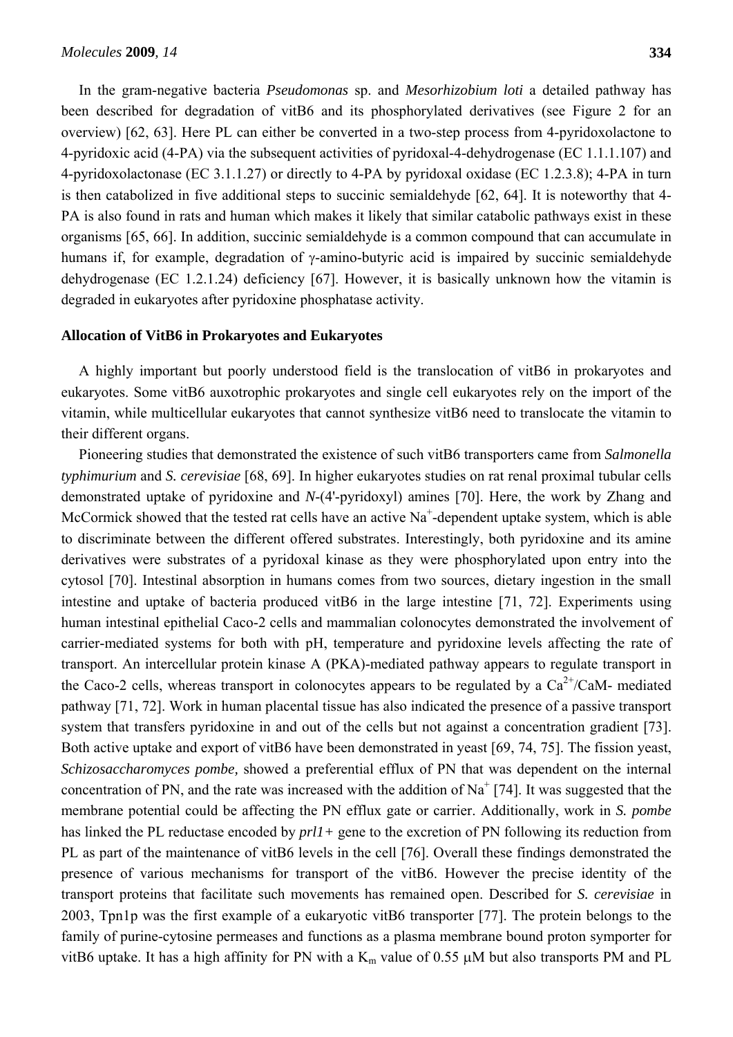In the gram-negative bacteria *Pseudomonas* sp. and *Mesorhizobium loti* a detailed pathway has been described for degradation of vitB6 and its phosphorylated derivatives (see Figure 2 for an overview) [62, 63]. Here PL can either be converted in a two-step process from 4-pyridoxolactone to 4-pyridoxic acid (4-PA) via the subsequent activities of pyridoxal-4-dehydrogenase (EC 1.1.1.107) and 4-pyridoxolactonase (EC 3.1.1.27) or directly to 4-PA by pyridoxal oxidase (EC 1.2.3.8); 4-PA in turn is then catabolized in five additional steps to succinic semialdehyde [62, 64]. It is noteworthy that 4-PA is also found in rats and human which makes it likely that similar catabolic pathways exist in these organisms [65, 66]. In addition, succinic semialdehyde is a common compound that can accumulate in humans if, for example, degradation of γ-amino-butyric acid is impaired by succinic semialdehyde dehydrogenase (EC 1.2.1.24) deficiency [67]. However, it is basically unknown how the vitamin is degraded in eukaryotes after pyridoxine phosphatase activity.

## Allocation of VitB6 in Prokaryotes and Eukaryotes

A highly important but poorly understood field is the translocation of vitB6 in prokaryotes and eukaryotes. Some vitB6 auxotrophic prokaryotes and single cell eukaryotes rely on the import of the vitamin, while multicellular eukaryotes that cannot synthesize vitB6 need to translocate the vitamin to their different organs.

Pioneering studies that demonstrated the existence of such vitB6 transporters came from *Salmonella typhimurium* and *S. cerevisiae* [68, 69]. In higher eukaryotes studies on rat renal proximal tubular cells demonstrated uptake of pyridoxine and *N*-(4'-pyridoxyl) amines [70]. Here, the work by Zhang and McCormick showed that the tested rat cells have an active $Na^+$-dependent uptake system, which is able to discriminate between the different offered substrates. Interestingly, both pyridoxine and its amine derivatives were substrates of a pyridoxal kinase as they were phosphorylated upon entry into the cytosol [70]. Intestinal absorption in humans comes from two sources, dietary ingestion in the small intestine and uptake of bacteria produced vitB6 in the large intestine [71, 72]. Experiments using human intestinal epithelial Caco-2 cells and mammalian colonocytes demonstrated the involvement of carrier-mediated systems for both with pH, temperature and pyridoxine levels affecting the rate of transport. An intercellular protein kinase A (PKA)-mediated pathway appears to regulate transport in the Caco-2 cells, whereas transport in colonocytes appears to be regulated by a $Ca^{2+}$/CaM- mediated pathway [71, 72]. Work in human placental tissue has also indicated the presence of a passive transport system that transfers pyridoxine in and out of the cells but not against a concentration gradient [73]. Both active uptake and export of vitB6 have been demonstrated in yeast [69, 74, 75]. The fission yeast, *Schizosaccharomyces pombe,* showed a preferential efflux of PN that was dependent on the internal concentration of PN, and the rate was increased with the addition of $Na^+$ [74]. It was suggested that the membrane potential could be affecting the PN efflux gate or carrier. Additionally, work in *S. pombe* has linked the PL reductase encoded by *prl1+* gene to the excretion of PN following its reduction from PL as part of the maintenance of vitB6 levels in the cell [76]. Overall these findings demonstrated the presence of various mechanisms for transport of the vitB6. However the precise identity of the transport proteins that facilitate such movements has remained open. Described for *S. cerevisiae* in 2003, Tpn1p was the first example of a eukaryotic vitB6 transporter [77]. The protein belongs to the family of purine-cytosine permeases and functions as a plasma membrane bound proton symporter for vitB6 uptake. It has a high affinity for PN with a $K_m$ value of 0.55 μM but also transports PM and PL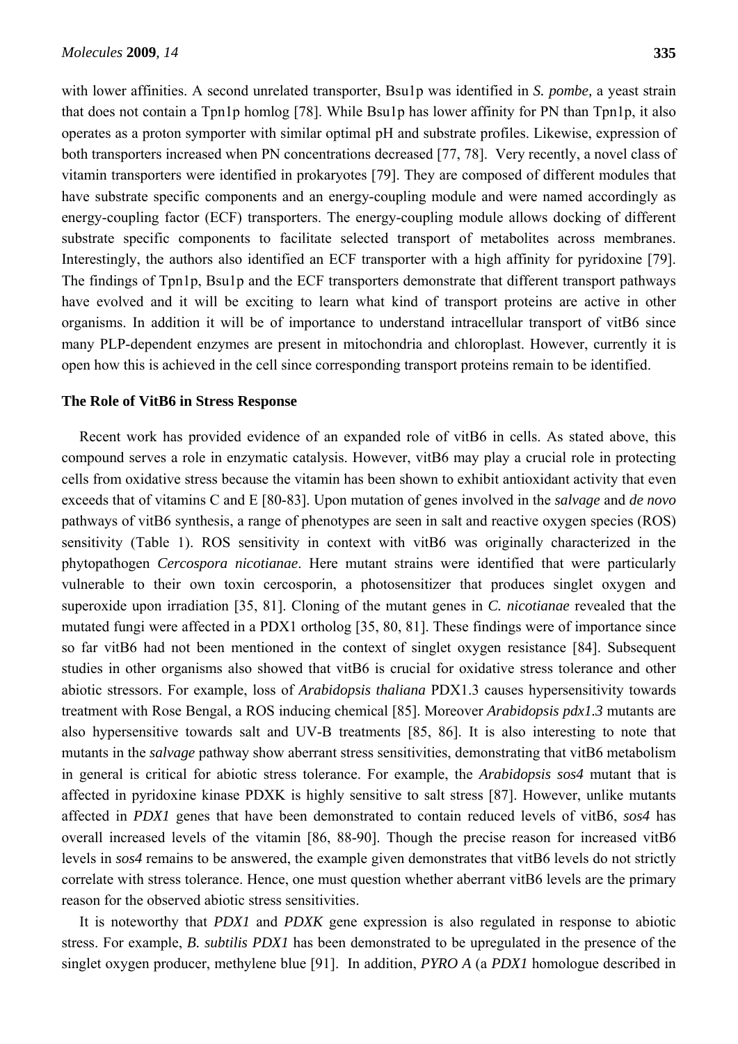with lower affinities. A second unrelated transporter, Bsu1p was identified in *S. pombe,* a yeast strain that does not contain a Tpn1p homlog [78]. While Bsu1p has lower affinity for PN than Tpn1p, it also operates as a proton symporter with similar optimal pH and substrate profiles. Likewise, expression of both transporters increased when PN concentrations decreased [77, 78]. Very recently, a novel class of vitamin transporters were identified in prokaryotes [79]. They are composed of different modules that have substrate specific components and an energy-coupling module and were named accordingly as energy-coupling factor (ECF) transporters. The energy-coupling module allows docking of different substrate specific components to facilitate selected transport of metabolites across membranes. Interestingly, the authors also identified an ECF transporter with a high affinity for pyridoxine [79]. The findings of Tpn1p, Bsu1p and the ECF transporters demonstrate that different transport pathways have evolved and it will be exciting to learn what kind of transport proteins are active in other organisms. In addition it will be of importance to understand intracellular transport of vitB6 since many PLP-dependent enzymes are present in mitochondria and chloroplast. However, currently it is open how this is achieved in the cell since corresponding transport proteins remain to be identified.

## The Role of VitB6 in Stress Response

Recent work has provided evidence of an expanded role of vitB6 in cells. As stated above, this compound serves a role in enzymatic catalysis. However, vitB6 may play a crucial role in protecting cells from oxidative stress because the vitamin has been shown to exhibit antioxidant activity that even exceeds that of vitamins C and E [80-83]. Upon mutation of genes involved in the *salvage* and *de novo* pathways of vitB6 synthesis, a range of phenotypes are seen in salt and reactive oxygen species (ROS) sensitivity (Table 1). ROS sensitivity in context with vitB6 was originally characterized in the phytopathogen *Cercospora nicotianae*. Here mutant strains were identified that were particularly vulnerable to their own toxin cercosporin, a photosensitizer that produces singlet oxygen and superoxide upon irradiation [35, 81]. Cloning of the mutant genes in *C. nicotianae* revealed that the mutated fungi were affected in a PDX1 ortholog [35, 80, 81]. These findings were of importance since so far vitB6 had not been mentioned in the context of singlet oxygen resistance [84]. Subsequent studies in other organisms also showed that vitB6 is crucial for oxidative stress tolerance and other abiotic stressors. For example, loss of *Arabidopsis thaliana* PDX1.3 causes hypersensitivity towards treatment with Rose Bengal, a ROS inducing chemical [85]. Moreover *Arabidopsis pdx1.3* mutants are also hypersensitive towards salt and UV-B treatments [85, 86]. It is also interesting to note that mutants in the *salvage* pathway show aberrant stress sensitivities, demonstrating that vitB6 metabolism in general is critical for abiotic stress tolerance. For example, the *Arabidopsis sos4* mutant that is affected in pyridoxine kinase PDXK is highly sensitive to salt stress [87]. However, unlike mutants affected in *PDX1* genes that have been demonstrated to contain reduced levels of vitB6, *sos4* has overall increased levels of the vitamin [86, 88-90]. Though the precise reason for increased vitB6 levels in *sos4* remains to be answered, the example given demonstrates that vitB6 levels do not strictly correlate with stress tolerance. Hence, one must question whether aberrant vitB6 levels are the primary reason for the observed abiotic stress sensitivities.

It is noteworthy that *PDX1* and *PDXK* gene expression is also regulated in response to abiotic stress. For example, *B. subtilis PDX1* has been demonstrated to be upregulated in the presence of the singlet oxygen producer, methylene blue [91]. In addition, *PYRO A* (a *PDX1* homologue described in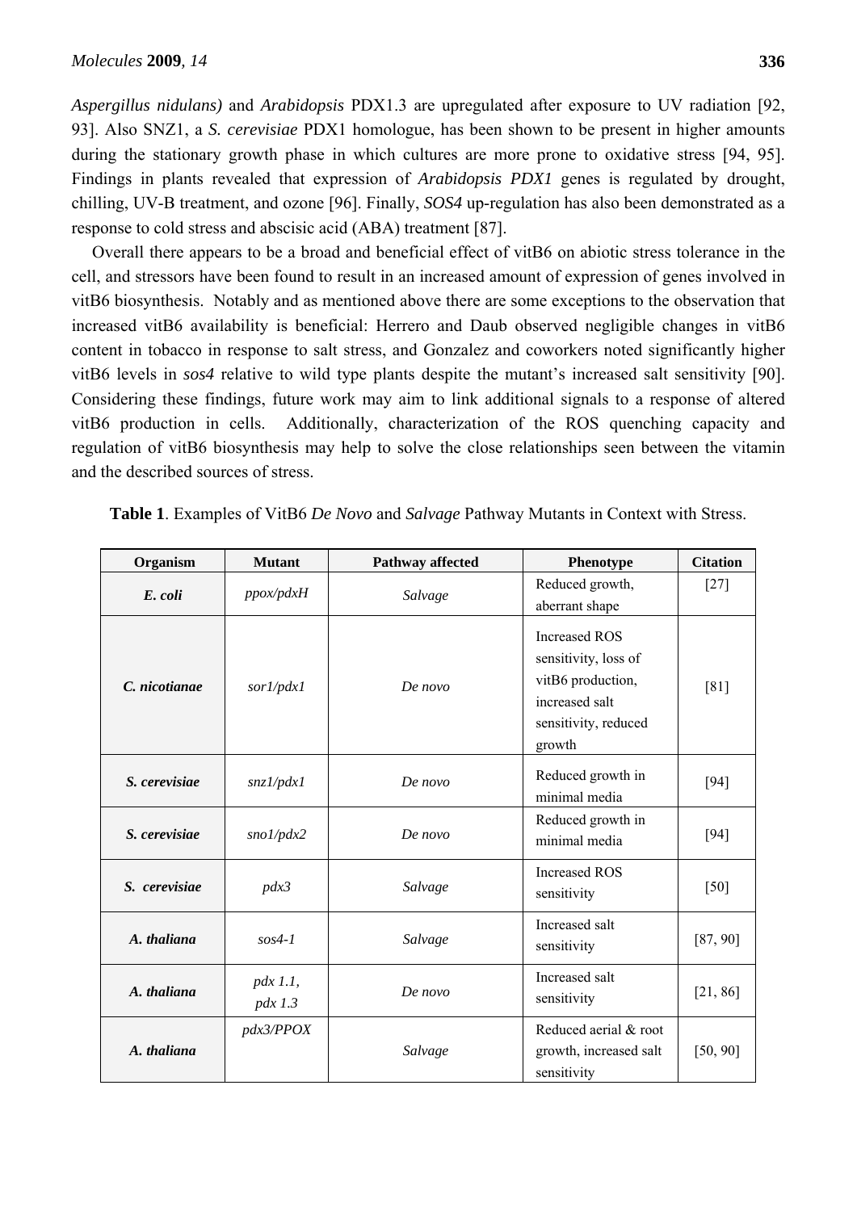*Aspergillus nidulans)* and *Arabidopsis* PDX1.3 are upregulated after exposure to UV radiation [92, 93]. Also SNZ1, a *S. cerevisiae* PDX1 homologue, has been shown to be present in higher amounts during the stationary growth phase in which cultures are more prone to oxidative stress [94, 95]. Findings in plants revealed that expression of *Arabidopsis PDX1* genes is regulated by drought, chilling, UV-B treatment, and ozone [96]. Finally, *SOS4* up-regulation has also been demonstrated as a response to cold stress and abscisic acid (ABA) treatment [87].

Overall there appears to be a broad and beneficial effect of vitB6 on abiotic stress tolerance in the cell, and stressors have been found to result in an increased amount of expression of genes involved in vitB6 biosynthesis. Notably and as mentioned above there are some exceptions to the observation that increased vitB6 availability is beneficial: Herrero and Daub observed negligible changes in vitB6 content in tobacco in response to salt stress, and Gonzalez and coworkers noted significantly higher vitB6 levels in *sos4* relative to wild type plants despite the mutant's increased salt sensitivity [90]. Considering these findings, future work may aim to link additional signals to a response of altered vitB6 production in cells. Additionally, characterization of the ROS quenching capacity and regulation of vitB6 biosynthesis may help to solve the close relationships seen between the vitamin and the described sources of stress.

**Table 1**. Examples of VitB6 *De Novo* and *Salvage* Pathway Mutants in Context with Stress.

| Organism | Mutant | Pathway affected | Phenotype | Citation |
|---|---|---|---|---|
| ***E. coli*** | *ppox/pdxH* | *Salvage* | Reduced growth, aberrant shape | [27] |
| ***C. nicotianae*** | *sor1/pdx1* | *De novo* | Increased ROS sensitivity, loss of vitB6 production, increased salt sensitivity, reduced growth | [81] |
| ***S. cerevisiae*** | *snz1/pdx1* | *De novo* | Reduced growth in minimal media | [94] |
| ***S. cerevisiae*** | *sno1/pdx2* | *De novo* | Reduced growth in minimal media | [94] |
| ***S. cerevisiae*** | *pdx3* | *Salvage* | Increased ROS sensitivity | [50] |
| ***A. thaliana*** | *sos4-1* | *Salvage* | Increased salt sensitivity | [87, 90] |
| ***A. thaliana*** | *pdx 1.1, pdx 1.3* | *De novo* | Increased salt sensitivity | [21, 86] |
| ***A. thaliana*** | *pdx3/PPOX* | *Salvage* | Reduced aerial & root growth, increased salt sensitivity | [50, 90] |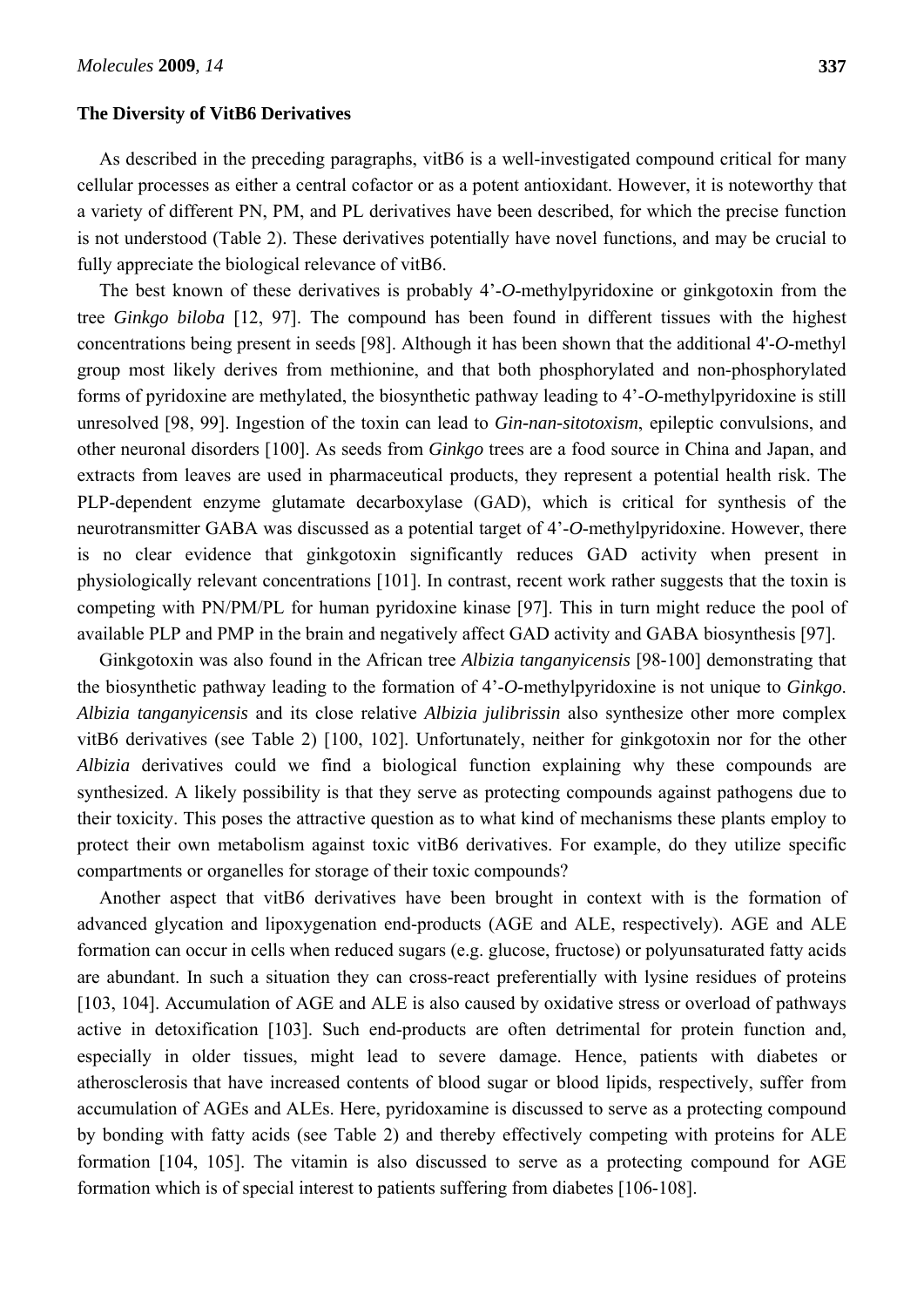### The Diversity of VitB6 Derivatives

As described in the preceding paragraphs, vitB6 is a well-investigated compound critical for many cellular processes as either a central cofactor or as a potent antioxidant. However, it is noteworthy that a variety of different PN, PM, and PL derivatives have been described, for which the precise function is not understood (Table 2). These derivatives potentially have novel functions, and may be crucial to fully appreciate the biological relevance of vitB6.

The best known of these derivatives is probably 4'-*O*-methylpyridoxine or ginkgotoxin from the tree *Ginkgo biloba* [12, 97]. The compound has been found in different tissues with the highest concentrations being present in seeds [98]. Although it has been shown that the additional 4'-*O*-methyl group most likely derives from methionine, and that both phosphorylated and non-phosphorylated forms of pyridoxine are methylated, the biosynthetic pathway leading to 4'-*O*-methylpyridoxine is still unresolved [98, 99]. Ingestion of the toxin can lead to *Gin-nan-sitotoxism*, epileptic convulsions, and other neuronal disorders [100]. As seeds from *Ginkgo* trees are a food source in China and Japan, and extracts from leaves are used in pharmaceutical products, they represent a potential health risk. The PLP-dependent enzyme glutamate decarboxylase (GAD), which is critical for synthesis of the neurotransmitter GABA was discussed as a potential target of 4'-*O*-methylpyridoxine. However, there is no clear evidence that ginkgotoxin significantly reduces GAD activity when present in physiologically relevant concentrations [101]. In contrast, recent work rather suggests that the toxin is competing with PN/PM/PL for human pyridoxine kinase [97]. This in turn might reduce the pool of available PLP and PMP in the brain and negatively affect GAD activity and GABA biosynthesis [97].

Ginkgotoxin was also found in the African tree *Albizia tanganyicensis* [98-100] demonstrating that the biosynthetic pathway leading to the formation of 4'-*O*-methylpyridoxine is not unique to *Ginkgo*. *Albizia tanganyicensis* and its close relative *Albizia julibrissin* also synthesize other more complex vitB6 derivatives (see Table 2) [100, 102]. Unfortunately, neither for ginkgotoxin nor for the other *Albizia* derivatives could we find a biological function explaining why these compounds are synthesized. A likely possibility is that they serve as protecting compounds against pathogens due to their toxicity. This poses the attractive question as to what kind of mechanisms these plants employ to protect their own metabolism against toxic vitB6 derivatives. For example, do they utilize specific compartments or organelles for storage of their toxic compounds?

Another aspect that vitB6 derivatives have been brought in context with is the formation of advanced glycation and lipoxygenation end-products (AGE and ALE, respectively). AGE and ALE formation can occur in cells when reduced sugars (e.g. glucose, fructose) or polyunsaturated fatty acids are abundant. In such a situation they can cross-react preferentially with lysine residues of proteins [103, 104]. Accumulation of AGE and ALE is also caused by oxidative stress or overload of pathways active in detoxification [103]. Such end-products are often detrimental for protein function and, especially in older tissues, might lead to severe damage. Hence, patients with diabetes or atherosclerosis that have increased contents of blood sugar or blood lipids, respectively, suffer from accumulation of AGEs and ALEs. Here, pyridoxamine is discussed to serve as a protecting compound by bonding with fatty acids (see Table 2) and thereby effectively competing with proteins for ALE formation [104, 105]. The vitamin is also discussed to serve as a protecting compound for AGE formation which is of special interest to patients suffering from diabetes [106-108].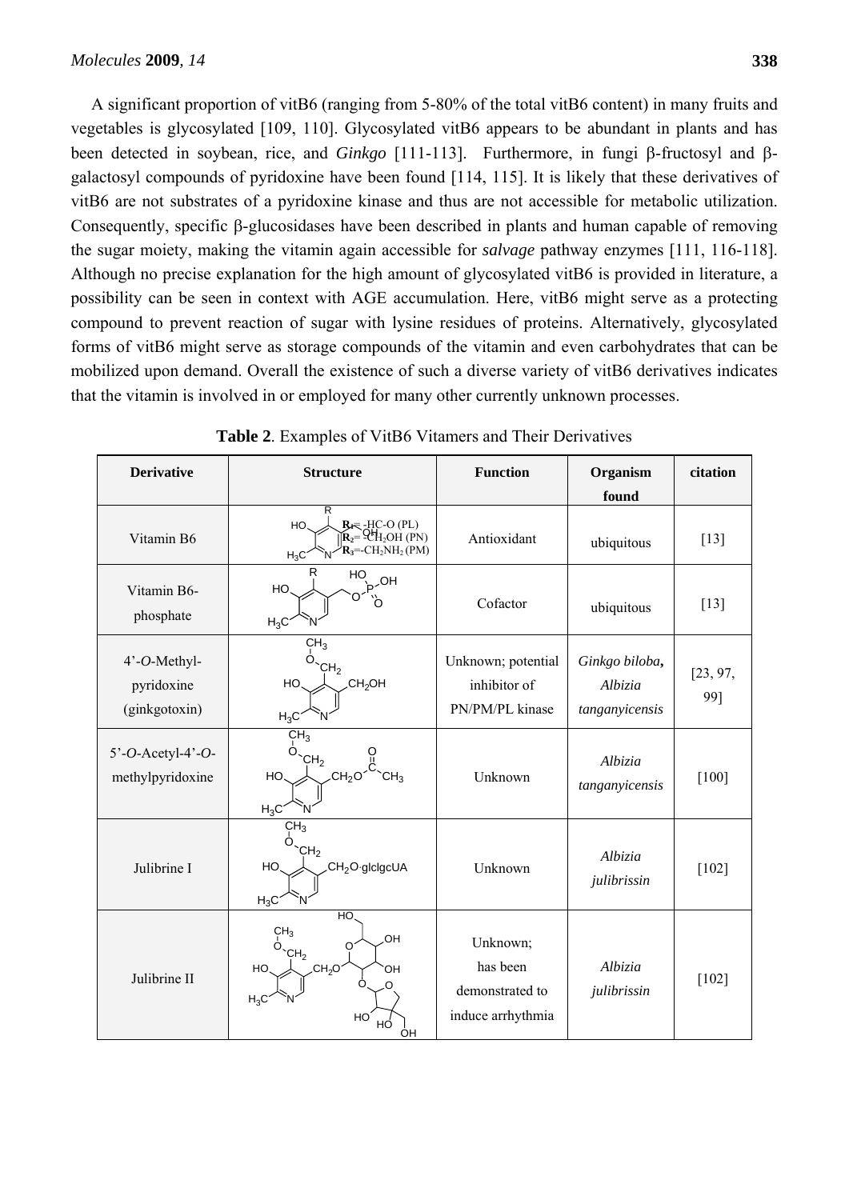A significant proportion of vitB6 (ranging from 5-80% of the total vitB6 content) in many fruits and vegetables is glycosylated [109, 110]. Glycosylated vitB6 appears to be abundant in plants and has been detected in soybean, rice, and *Ginkgo* [111-113]. Furthermore, in fungi β-fructosyl and β-galactosyl compounds of pyridoxine have been found [114, 115]. It is likely that these derivatives of vitB6 are not substrates of a pyridoxine kinase and thus are not accessible for metabolic utilization. Consequently, specific β-glucosidases have been described in plants and human capable of removing the sugar moiety, making the vitamin again accessible for *salvage* pathway enzymes [111, 116-118]. Although no precise explanation for the high amount of glycosylated vitB6 is provided in literature, a possibility can be seen in context with AGE accumulation. Here, vitB6 might serve as a protecting compound to prevent reaction of sugar with lysine residues of proteins. Alternatively, glycosylated forms of vitB6 might serve as storage compounds of the vitamin and even carbohydrates that can be mobilized upon demand. Overall the existence of such a diverse variety of vitB6 derivatives indicates that the vitamin is involved in or employed for many other currently unknown processes.

**Table 2**. Examples of VitB6 Vitamers and Their Derivatives

| Derivative | Structure | Function | Organism found | citation |
|---|---|---|---|---|
| Vitamin B6 | $R_1$= -HC-O (PL); $R_2$= -$CH_2OH$ (PN); $R_3$=-$CH_2NH_2$ (PM) | Antioxidant | ubiquitous | [13] |
| Vitamin B6-phosphate | | Cofactor | ubiquitous | [13] |
| 4'-*O*-Methyl-pyridoxine (ginkgotoxin) | | Unknown; potential inhibitor of PN/PM/PL kinase | *Ginkgo biloba*, *Albizia tanganyicensis* | [23, 97, 99] |
| 5'-*O*-Acetyl-4'-*O*-methylpyridoxine | | Unknown | *Albizia tanganyicensis* | [100] |
| Julibrine I | $CH_2O$-glclgcUA | Unknown | *Albizia julibrissin* | [102] |
| Julibrine II | | Unknown; has been demonstrated to induce arrhythmia | *Albizia julibrissin* | [102] |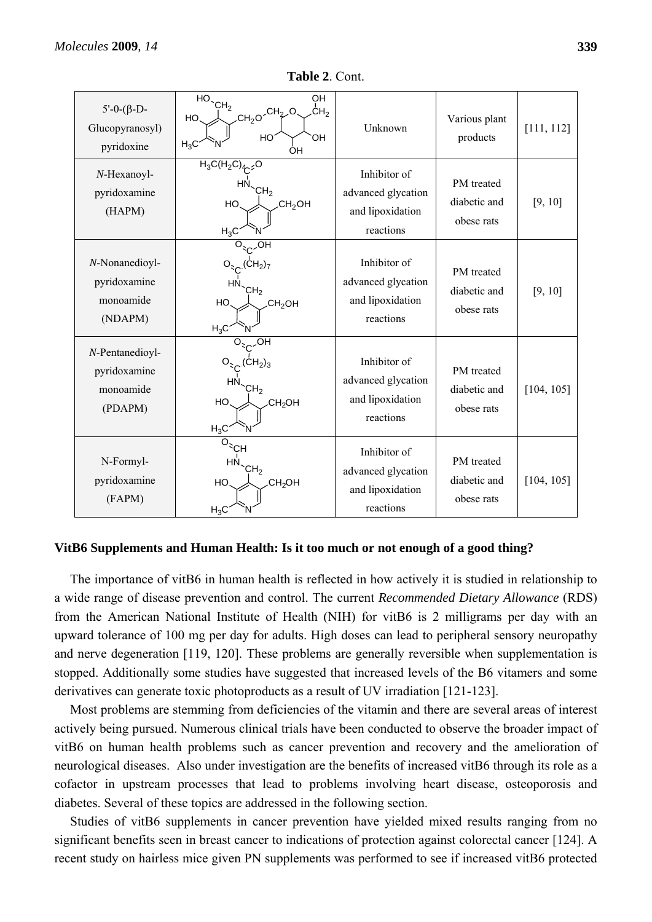**Table 2**. Cont.

| | | | | |
|---|---|---|---|---|
| 5'-0-(β-D-Glucopyranosyl) pyridoxine | | Unknown | Various plant products | [111, 112] |
| *N*-Hexanoyl-pyridoxamine (HAPM) | | Inhibitor of advanced glycation and lipoxidation reactions | PM treated diabetic and obese rats | [9, 10] |
| *N*-Nonanedioyl-pyridoxamine monoamide (NDAPM) | | Inhibitor of advanced glycation and lipoxidation reactions | PM treated diabetic and obese rats | [9, 10] |
| *N*-Pentanedioyl-pyridoxamine monoamide (PDAPM) | | Inhibitor of advanced glycation and lipoxidation reactions | PM treated diabetic and obese rats | [104, 105] |
| N-Formyl-pyridoxamine (FAPM) | | Inhibitor of advanced glycation and lipoxidation reactions | PM treated diabetic and obese rats | [104, 105] |

## VitB6 Supplements and Human Health: Is it too much or not enough of a good thing?

The importance of vitB6 in human health is reflected in how actively it is studied in relationship to a wide range of disease prevention and control. The current *Recommended Dietary Allowance* (RDS) from the American National Institute of Health (NIH) for vitB6 is 2 milligrams per day with an upward tolerance of 100 mg per day for adults. High doses can lead to peripheral sensory neuropathy and nerve degeneration [119, 120]. These problems are generally reversible when supplementation is stopped. Additionally some studies have suggested that increased levels of the B6 vitamers and some derivatives can generate toxic photoproducts as a result of UV irradiation [121-123].

Most problems are stemming from deficiencies of the vitamin and there are several areas of interest actively being pursued. Numerous clinical trials have been conducted to observe the broader impact of vitB6 on human health problems such as cancer prevention and recovery and the amelioration of neurological diseases. Also under investigation are the benefits of increased vitB6 through its role as a cofactor in upstream processes that lead to problems involving heart disease, osteoporosis and diabetes. Several of these topics are addressed in the following section.

Studies of vitB6 supplements in cancer prevention have yielded mixed results ranging from no significant benefits seen in breast cancer to indications of protection against colorectal cancer [124]. A recent study on hairless mice given PN supplements was performed to see if increased vitB6 protected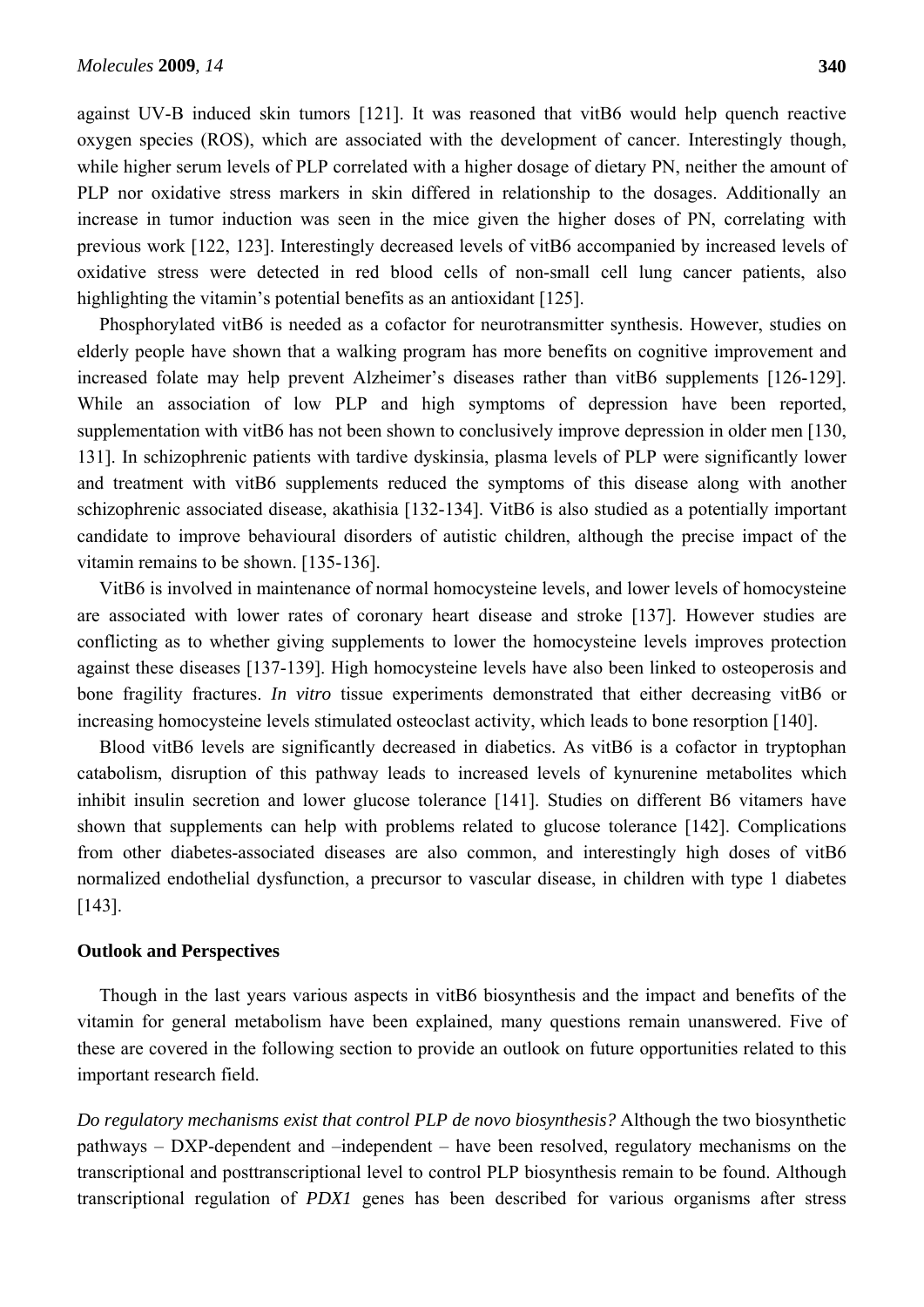against UV-B induced skin tumors [121]. It was reasoned that vitB6 would help quench reactive oxygen species (ROS), which are associated with the development of cancer. Interestingly though, while higher serum levels of PLP correlated with a higher dosage of dietary PN, neither the amount of PLP nor oxidative stress markers in skin differed in relationship to the dosages. Additionally an increase in tumor induction was seen in the mice given the higher doses of PN, correlating with previous work [122, 123]. Interestingly decreased levels of vitB6 accompanied by increased levels of oxidative stress were detected in red blood cells of non-small cell lung cancer patients, also highlighting the vitamin's potential benefits as an antioxidant [125].

Phosphorylated vitB6 is needed as a cofactor for neurotransmitter synthesis. However, studies on elderly people have shown that a walking program has more benefits on cognitive improvement and increased folate may help prevent Alzheimer's diseases rather than vitB6 supplements [126-129]. While an association of low PLP and high symptoms of depression have been reported, supplementation with vitB6 has not been shown to conclusively improve depression in older men [130, 131]. In schizophrenic patients with tardive dyskinsia, plasma levels of PLP were significantly lower and treatment with vitB6 supplements reduced the symptoms of this disease along with another schizophrenic associated disease, akathisia [132-134]. VitB6 is also studied as a potentially important candidate to improve behavioural disorders of autistic children, although the precise impact of the vitamin remains to be shown. [135-136].

VitB6 is involved in maintenance of normal homocysteine levels, and lower levels of homocysteine are associated with lower rates of coronary heart disease and stroke [137]. However studies are conflicting as to whether giving supplements to lower the homocysteine levels improves protection against these diseases [137-139]. High homocysteine levels have also been linked to osteoperosis and bone fragility fractures. *In vitro* tissue experiments demonstrated that either decreasing vitB6 or increasing homocysteine levels stimulated osteoclast activity, which leads to bone resorption [140].

Blood vitB6 levels are significantly decreased in diabetics. As vitB6 is a cofactor in tryptophan catabolism, disruption of this pathway leads to increased levels of kynurenine metabolites which inhibit insulin secretion and lower glucose tolerance [141]. Studies on different B6 vitamers have shown that supplements can help with problems related to glucose tolerance [142]. Complications from other diabetes-associated diseases are also common, and interestingly high doses of vitB6 normalized endothelial dysfunction, a precursor to vascular disease, in children with type 1 diabetes [143].

## Outlook and Perspectives

Though in the last years various aspects in vitB6 biosynthesis and the impact and benefits of the vitamin for general metabolism have been explained, many questions remain unanswered. Five of these are covered in the following section to provide an outlook on future opportunities related to this important research field.

*Do regulatory mechanisms exist that control PLP de novo biosynthesis?* Although the two biosynthetic pathways – DXP-dependent and –independent – have been resolved, regulatory mechanisms on the transcriptional and posttranscriptional level to control PLP biosynthesis remain to be found. Although transcriptional regulation of *PDX1* genes has been described for various organisms after stress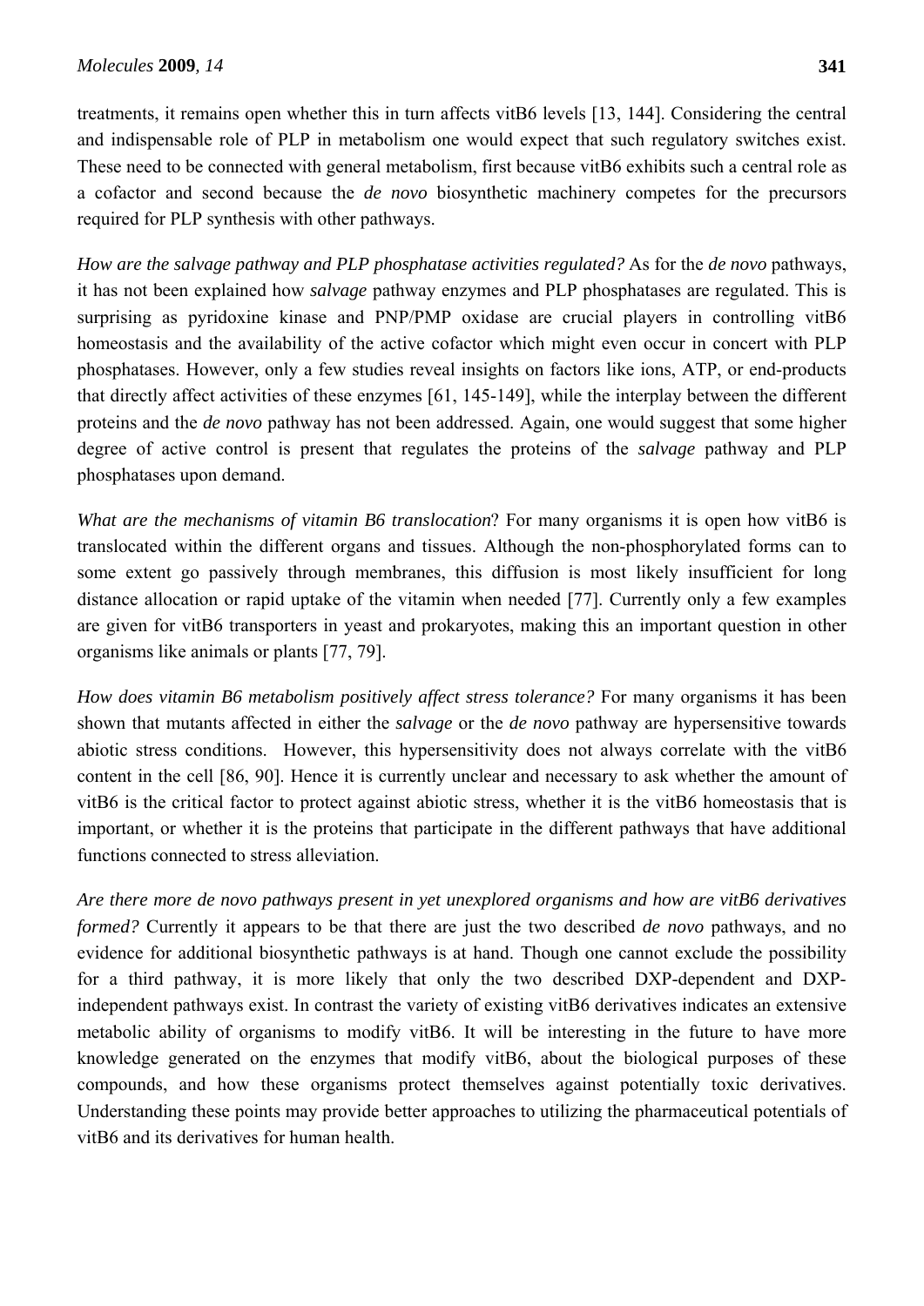treatments, it remains open whether this in turn affects vitB6 levels [13, 144]. Considering the central and indispensable role of PLP in metabolism one would expect that such regulatory switches exist. These need to be connected with general metabolism, first because vitB6 exhibits such a central role as a cofactor and second because the *de novo* biosynthetic machinery competes for the precursors required for PLP synthesis with other pathways.

*How are the salvage pathway and PLP phosphatase activities regulated?* As for the *de novo* pathways, it has not been explained how *salvage* pathway enzymes and PLP phosphatases are regulated. This is surprising as pyridoxine kinase and PNP/PMP oxidase are crucial players in controlling vitB6 homeostasis and the availability of the active cofactor which might even occur in concert with PLP phosphatases. However, only a few studies reveal insights on factors like ions, ATP, or end-products that directly affect activities of these enzymes [61, 145-149], while the interplay between the different proteins and the *de novo* pathway has not been addressed. Again, one would suggest that some higher degree of active control is present that regulates the proteins of the *salvage* pathway and PLP phosphatases upon demand.

*What are the mechanisms of vitamin B6 translocation*? For many organisms it is open how vitB6 is translocated within the different organs and tissues. Although the non-phosphorylated forms can to some extent go passively through membranes, this diffusion is most likely insufficient for long distance allocation or rapid uptake of the vitamin when needed [77]. Currently only a few examples are given for vitB6 transporters in yeast and prokaryotes, making this an important question in other organisms like animals or plants [77, 79].

*How does vitamin B6 metabolism positively affect stress tolerance?* For many organisms it has been shown that mutants affected in either the *salvage* or the *de novo* pathway are hypersensitive towards abiotic stress conditions. However, this hypersensitivity does not always correlate with the vitB6 content in the cell [86, 90]. Hence it is currently unclear and necessary to ask whether the amount of vitB6 is the critical factor to protect against abiotic stress, whether it is the vitB6 homeostasis that is important, or whether it is the proteins that participate in the different pathways that have additional functions connected to stress alleviation.

*Are there more de novo pathways present in yet unexplored organisms and how are vitB6 derivatives formed?* Currently it appears to be that there are just the two described *de novo* pathways, and no evidence for additional biosynthetic pathways is at hand. Though one cannot exclude the possibility for a third pathway, it is more likely that only the two described DXP-dependent and DXP-independent pathways exist. In contrast the variety of existing vitB6 derivatives indicates an extensive metabolic ability of organisms to modify vitB6. It will be interesting in the future to have more knowledge generated on the enzymes that modify vitB6, about the biological purposes of these compounds, and how these organisms protect themselves against potentially toxic derivatives. Understanding these points may provide better approaches to utilizing the pharmaceutical potentials of vitB6 and its derivatives for human health.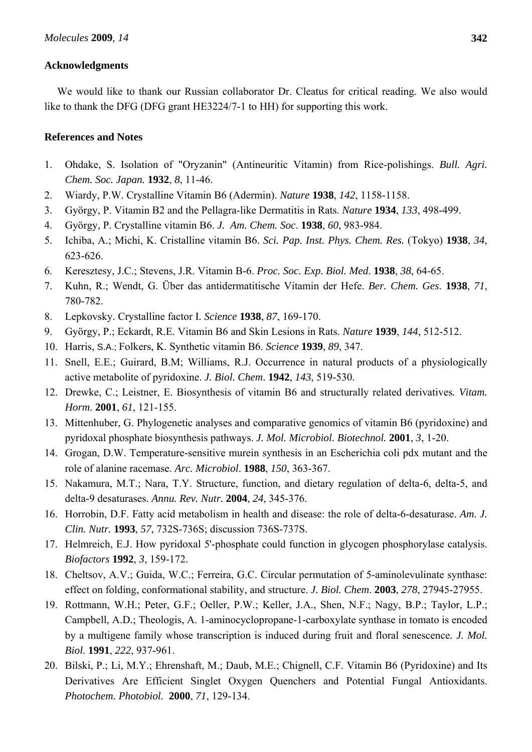**Acknowledgments**

We would like to thank our Russian collaborator Dr. Cleatus for critical reading. We also would like to thank the DFG (DFG grant HE3224/7-1 to HH) for supporting this work.

**References and Notes**

1. Ohdake, S. Isolation of "Oryzanin" (Antineuritic Vitamin) from Rice-polishings. *Bull. Agri. Chem. Soc. Japan.* **1932**, *8*, 11-46.
2. Wiardy, P.W. Crystalline Vitamin B6 (Adermin). *Nature* **1938**, *142*, 1158-1158.
3. György, P. Vitamin B2 and the Pellagra-like Dermatitis in Rats. *Nature* **1934**, *133*, 498-499.
4. György, P. Crystalline vitamin B6. *J. Am. Chem. Soc*. **1938**, *60*, 983-984.
5. Ichiba, A.; Michi, K. Cristalline vitamin B6. *Sci. Pap. Inst. Phys. Chem. Res.* (Tokyo) **1938**, *34*, 623-626.
6. Keresztesy, J.C.; Stevens, J.R. Vitamin B-6. *Proc. Soc. Exp. Biol. Med*. **1938**, *38*, 64-65.
7. Kuhn, R.; Wendt, G. Über das antidermatitische Vitamin der Hefe. *Ber. Chem. Ges*. **1938**, *71*, 780-782.
8. Lepkovsky. Crystalline factor I. *Science* **1938**, *87*, 169-170.
9. György, P.; Eckardt, R.E. Vitamin B6 and Skin Lesions in Rats. *Nature* **1939**, *144*, 512-512.
10. Harris, S.A.; Folkers, K. Synthetic vitamin B6. *Science* **1939**, *89*, 347.
11. Snell, E.E.; Guirard, B.M; Williams, R.J. Occurrence in natural products of a physiologically active metabolite of pyridoxine. *J. Biol. Chem*. **1942**, *143*, 519-530.
12. Drewke, C.; Leistner, E. Biosynthesis of vitamin B6 and structurally related derivatives*. Vitam. Horm*. **2001**, *61*, 121-155.
13. Mittenhuber, G. Phylogenetic analyses and comparative genomics of vitamin B6 (pyridoxine) and pyridoxal phosphate biosynthesis pathways. *J. Mol. Microbiol. Biotechnol.* **2001**, *3*, 1-20.
14. Grogan, D.W. Temperature-sensitive murein synthesis in an Escherichia coli pdx mutant and the role of alanine racemase. *Arc. Microbiol*. **1988**, *150*, 363-367.
15. Nakamura, M.T.; Nara, T.Y. Structure, function, and dietary regulation of delta-6, delta-5, and delta-9 desaturases. *Annu. Rev. Nutr*. **2004**, *24*, 345-376.
16. Horrobin, D.F. Fatty acid metabolism in health and disease: the role of delta-6-desaturase. *Am. J. Clin. Nutr.* **1993**, *57*, 732S-736S; discussion 736S-737S.
17. Helmreich, E.J. How pyridoxal 5'-phosphate could function in glycogen phosphorylase catalysis. *Biofactors* **1992**, *3*, 159-172.
18. Cheltsov, A.V.; Guida, W.C.; Ferreira, G.C. Circular permutation of 5-aminolevulinate synthase: effect on folding, conformational stability, and structure. *J. Biol. Chem*. **2003**, *278*, 27945-27955.
19. Rottmann, W.H.; Peter, G.F.; Oeller, P.W.; Keller, J.A., Shen, N.F.; Nagy, B.P.; Taylor, L.P.; Campbell, A.D.; Theologis, A. 1-aminocyclopropane-1-carboxylate synthase in tomato is encoded by a multigene family whose transcription is induced during fruit and floral senescence*. J. Mol. Biol*. **1991**, *222*, 937-961.
20. Bilski, P.; Li, M.Y.; Ehrenshaft, M.; Daub, M.E.; Chignell, C.F. Vitamin B6 (Pyridoxine) and Its Derivatives Are Efficient Singlet Oxygen Quenchers and Potential Fungal Antioxidants. *Photochem. Photobiol.* **2000**, *71*, 129-134.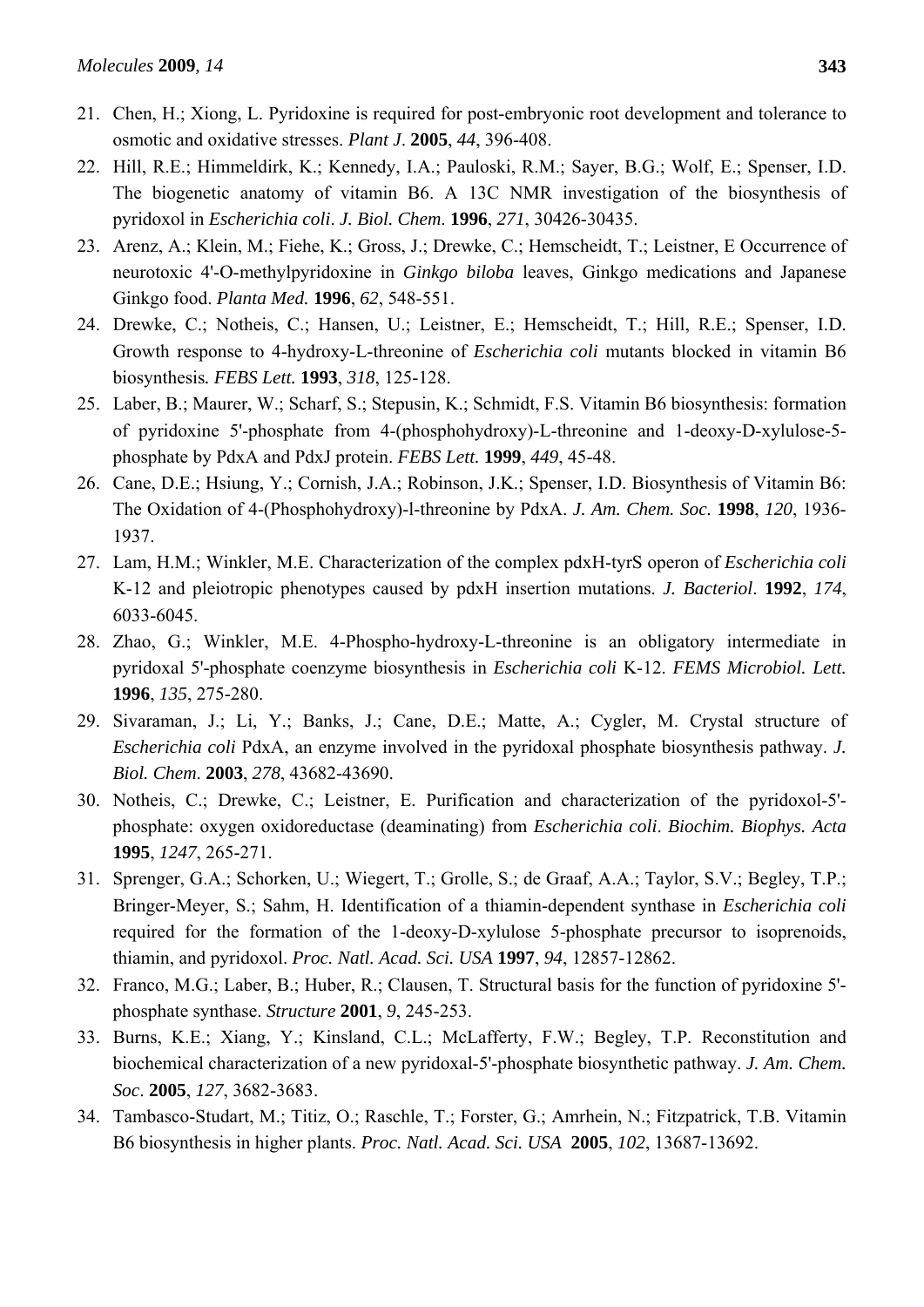21. Chen, H.; Xiong, L. Pyridoxine is required for post-embryonic root development and tolerance to osmotic and oxidative stresses. *Plant J*. **2005**, *44*, 396-408.
22. Hill, R.E.; Himmeldirk, K.; Kennedy, I.A.; Pauloski, R.M.; Sayer, B.G.; Wolf, E.; Spenser, I.D. The biogenetic anatomy of vitamin B6. A 13C NMR investigation of the biosynthesis of pyridoxol in *Escherichia coli*. *J. Biol. Chem*. **1996**, *271*, 30426-30435.
23. Arenz, A.; Klein, M.; Fiehe, K.; Gross, J.; Drewke, C.; Hemscheidt, T.; Leistner, E Occurrence of neurotoxic 4'-O-methylpyridoxine in *Ginkgo biloba* leaves, Ginkgo medications and Japanese Ginkgo food. *Planta Med.* **1996**, *62*, 548-551.
24. Drewke, C.; Notheis, C.; Hansen, U.; Leistner, E.; Hemscheidt, T.; Hill, R.E.; Spenser, I.D. Growth response to 4-hydroxy-L-threonine of *Escherichia coli* mutants blocked in vitamin B6 biosynthesis*. FEBS Lett.* **1993**, *318*, 125-128.
25. Laber, B.; Maurer, W.; Scharf, S.; Stepusin, K.; Schmidt, F.S. Vitamin B6 biosynthesis: formation of pyridoxine 5'-phosphate from 4-(phosphohydroxy)-L-threonine and 1-deoxy-D-xylulose-5-phosphate by PdxA and PdxJ protein. *FEBS Lett.* **1999**, *449*, 45-48.
26. Cane, D.E.; Hsiung, Y.; Cornish, J.A.; Robinson, J.K.; Spenser, I.D. Biosynthesis of Vitamin B6: The Oxidation of 4-(Phosphohydroxy)-l-threonine by PdxA. *J. Am. Chem. Soc.* **1998**, *120*, 1936-1937.
27. Lam, H.M.; Winkler, M.E. Characterization of the complex pdxH-tyrS operon of *Escherichia coli* K-12 and pleiotropic phenotypes caused by pdxH insertion mutations. *J. Bacteriol*. **1992**, *174*, 6033-6045.
28. Zhao, G.; Winkler, M.E. 4-Phospho-hydroxy-L-threonine is an obligatory intermediate in pyridoxal 5'-phosphate coenzyme biosynthesis in *Escherichia coli* K-12. *FEMS Microbiol. Lett.* **1996**, *135*, 275-280.
29. Sivaraman, J.; Li, Y.; Banks, J.; Cane, D.E.; Matte, A.; Cygler, M. Crystal structure of *Escherichia coli* PdxA, an enzyme involved in the pyridoxal phosphate biosynthesis pathway. *J. Biol. Chem*. **2003**, *278*, 43682-43690.
30. Notheis, C.; Drewke, C.; Leistner, E. Purification and characterization of the pyridoxol-5'-phosphate: oxygen oxidoreductase (deaminating) from *Escherichia coli*. *Biochim. Biophys. Acta* **1995**, *1247*, 265-271.
31. Sprenger, G.A.; Schorken, U.; Wiegert, T.; Grolle, S.; de Graaf, A.A.; Taylor, S.V.; Begley, T.P.; Bringer-Meyer, S.; Sahm, H. Identification of a thiamin-dependent synthase in *Escherichia coli* required for the formation of the 1-deoxy-D-xylulose 5-phosphate precursor to isoprenoids, thiamin, and pyridoxol. *Proc. Natl. Acad. Sci. USA* **1997**, *94*, 12857-12862.
32. Franco, M.G.; Laber, B.; Huber, R.; Clausen, T. Structural basis for the function of pyridoxine 5'-phosphate synthase. *Structure* **2001**, *9*, 245-253.
33. Burns, K.E.; Xiang, Y.; Kinsland, C.L.; McLafferty, F.W.; Begley, T.P. Reconstitution and biochemical characterization of a new pyridoxal-5'-phosphate biosynthetic pathway. *J. Am. Chem. Soc*. **2005**, *127*, 3682-3683.
34. Tambasco-Studart, M.; Titiz, O.; Raschle, T.; Forster, G.; Amrhein, N.; Fitzpatrick, T.B. Vitamin B6 biosynthesis in higher plants. *Proc. Natl. Acad. Sci. USA* **2005**, *102*, 13687-13692.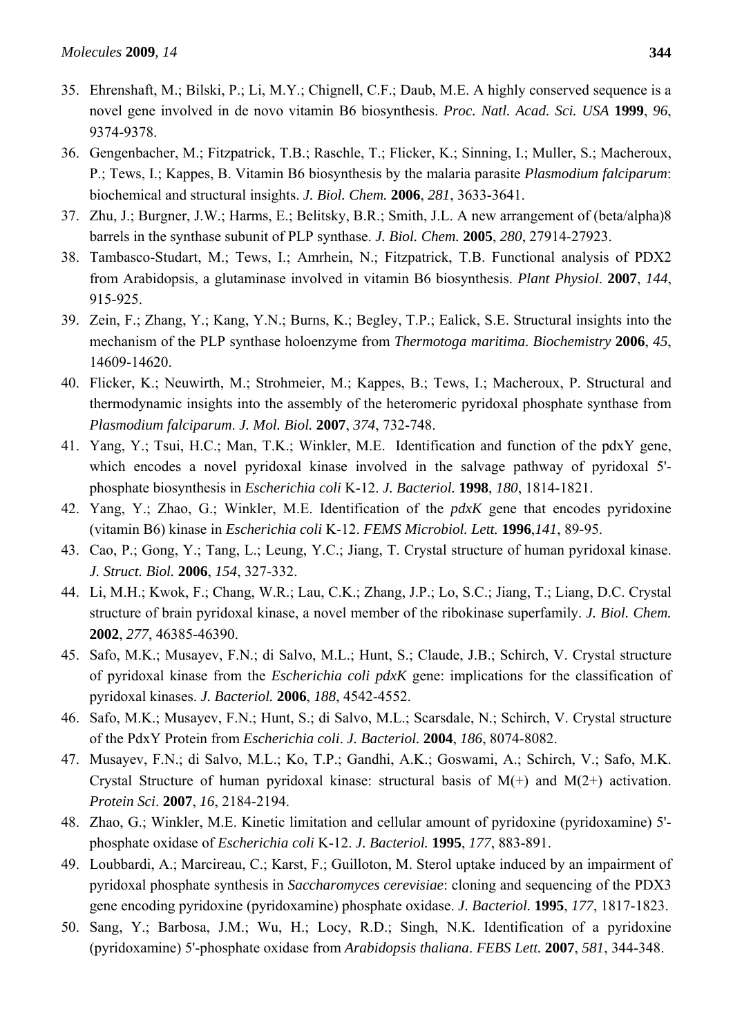35. Ehrenshaft, M.; Bilski, P.; Li, M.Y.; Chignell, C.F.; Daub, M.E. A highly conserved sequence is a novel gene involved in de novo vitamin B6 biosynthesis. *Proc. Natl. Acad. Sci. USA* **1999**, *96*, 9374-9378.
36. Gengenbacher, M.; Fitzpatrick, T.B.; Raschle, T.; Flicker, K.; Sinning, I.; Muller, S.; Macheroux, P.; Tews, I.; Kappes, B. Vitamin B6 biosynthesis by the malaria parasite *Plasmodium falciparum*: biochemical and structural insights. *J. Biol. Chem.* **2006**, *281*, 3633-3641.
37. Zhu, J.; Burgner, J.W.; Harms, E.; Belitsky, B.R.; Smith, J.L. A new arrangement of (beta/alpha)8 barrels in the synthase subunit of PLP synthase. *J. Biol. Chem.* **2005**, *280*, 27914-27923.
38. Tambasco-Studart, M.; Tews, I.; Amrhein, N.; Fitzpatrick, T.B. Functional analysis of PDX2 from Arabidopsis, a glutaminase involved in vitamin B6 biosynthesis. *Plant Physiol*. **2007**, *144*, 915-925.
39. Zein, F.; Zhang, Y.; Kang, Y.N.; Burns, K.; Begley, T.P.; Ealick, S.E. Structural insights into the mechanism of the PLP synthase holoenzyme from *Thermotoga maritima*. *Biochemistry* **2006**, *45*, 14609-14620.
40. Flicker, K.; Neuwirth, M.; Strohmeier, M.; Kappes, B.; Tews, I.; Macheroux, P. Structural and thermodynamic insights into the assembly of the heteromeric pyridoxal phosphate synthase from *Plasmodium falciparum*. *J. Mol. Biol.* **2007**, *374*, 732-748.
41. Yang, Y.; Tsui, H.C.; Man, T.K.; Winkler, M.E. Identification and function of the pdxY gene, which encodes a novel pyridoxal kinase involved in the salvage pathway of pyridoxal 5'-phosphate biosynthesis in *Escherichia coli* K-12. *J. Bacteriol.* **1998**, *180*, 1814-1821.
42. Yang, Y.; Zhao, G.; Winkler, M.E. Identification of the *pdxK* gene that encodes pyridoxine (vitamin B6) kinase in *Escherichia coli* K-12. *FEMS Microbiol. Lett.* **1996**,*141*, 89-95.
43. Cao, P.; Gong, Y.; Tang, L.; Leung, Y.C.; Jiang, T. Crystal structure of human pyridoxal kinase. *J. Struct. Biol.* **2006**, *154*, 327-332.
44. Li, M.H.; Kwok, F.; Chang, W.R.; Lau, C.K.; Zhang, J.P.; Lo, S.C.; Jiang, T.; Liang, D.C. Crystal structure of brain pyridoxal kinase, a novel member of the ribokinase superfamily. *J. Biol. Chem.* **2002**, *277*, 46385-46390.
45. Safo, M.K.; Musayev, F.N.; di Salvo, M.L.; Hunt, S.; Claude, J.B.; Schirch, V. Crystal structure of pyridoxal kinase from the *Escherichia coli pdxK* gene: implications for the classification of pyridoxal kinases. *J. Bacteriol.* **2006**, *188*, 4542-4552.
46. Safo, M.K.; Musayev, F.N.; Hunt, S.; di Salvo, M.L.; Scarsdale, N.; Schirch, V. Crystal structure of the PdxY Protein from *Escherichia coli*. *J. Bacteriol.* **2004**, *186*, 8074-8082.
47. Musayev, F.N.; di Salvo, M.L.; Ko, T.P.; Gandhi, A.K.; Goswami, A.; Schirch, V.; Safo, M.K. Crystal Structure of human pyridoxal kinase: structural basis of M(+) and M(2+) activation. *Protein Sci*. **2007**, *16*, 2184-2194.
48. Zhao, G.; Winkler, M.E. Kinetic limitation and cellular amount of pyridoxine (pyridoxamine) 5'-phosphate oxidase of *Escherichia coli* K-12. *J. Bacteriol.* **1995**, *177*, 883-891.
49. Loubbardi, A.; Marcireau, C.; Karst, F.; Guilloton, M. Sterol uptake induced by an impairment of pyridoxal phosphate synthesis in *Saccharomyces cerevisiae*: cloning and sequencing of the PDX3 gene encoding pyridoxine (pyridoxamine) phosphate oxidase. *J. Bacteriol.* **1995**, *177*, 1817-1823.
50. Sang, Y.; Barbosa, J.M.; Wu, H.; Locy, R.D.; Singh, N.K. Identification of a pyridoxine (pyridoxamine) 5'-phosphate oxidase from *Arabidopsis thaliana*. *FEBS Lett.* **2007**, *581*, 344-348.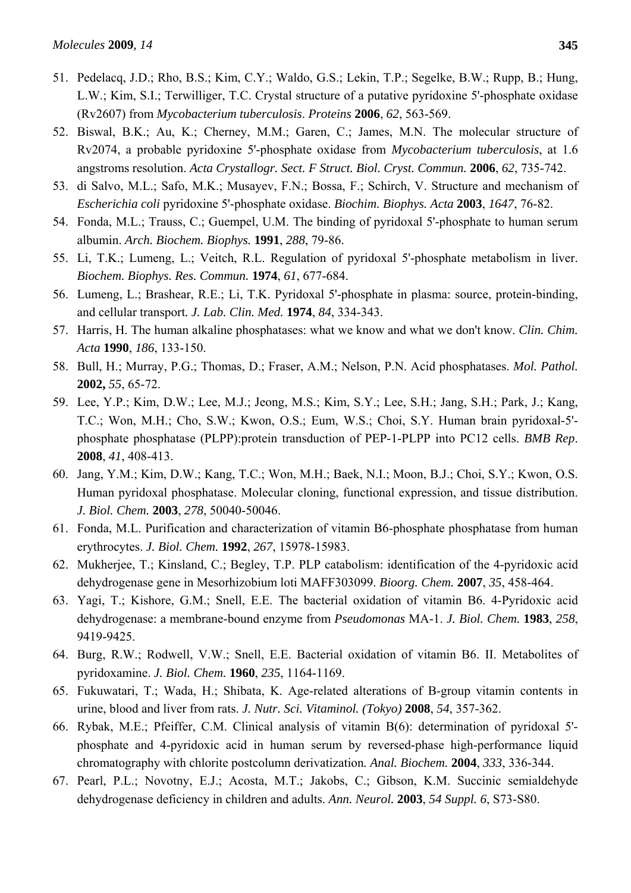51. Pedelacq, J.D.; Rho, B.S.; Kim, C.Y.; Waldo, G.S.; Lekin, T.P.; Segelke, B.W.; Rupp, B.; Hung, L.W.; Kim, S.I.; Terwilliger, T.C. Crystal structure of a putative pyridoxine 5'-phosphate oxidase (Rv2607) from *Mycobacterium tuberculosis*. *Proteins* **2006**, *62*, 563-569.
52. Biswal, B.K.; Au, K.; Cherney, M.M.; Garen, C.; James, M.N. The molecular structure of Rv2074, a probable pyridoxine 5'-phosphate oxidase from *Mycobacterium tuberculosis*, at 1.6 angstroms resolution. *Acta Crystallogr. Sect. F Struct. Biol. Cryst. Commun.* **2006**, *62*, 735-742.
53. di Salvo, M.L.; Safo, M.K.; Musayev, F.N.; Bossa, F.; Schirch, V. Structure and mechanism of *Escherichia coli* pyridoxine 5'-phosphate oxidase. *Biochim. Biophys. Acta* **2003**, *1647*, 76-82.
54. Fonda, M.L.; Trauss, C.; Guempel, U.M. The binding of pyridoxal 5'-phosphate to human serum albumin. *Arch. Biochem. Biophys.* **1991**, *288*, 79-86.
55. Li, T.K.; Lumeng, L.; Veitch, R.L. Regulation of pyridoxal 5'-phosphate metabolism in liver. *Biochem. Biophys. Res. Commun.* **1974**, *61*, 677-684.
56. Lumeng, L.; Brashear, R.E.; Li, T.K. Pyridoxal 5'-phosphate in plasma: source, protein-binding, and cellular transport. *J. Lab. Clin. Med.* **1974**, *84*, 334-343.
57. Harris, H. The human alkaline phosphatases: what we know and what we don't know. *Clin. Chim. Acta* **1990**, *186*, 133-150.
58. Bull, H.; Murray, P.G.; Thomas, D.; Fraser, A.M.; Nelson, P.N. Acid phosphatases. *Mol. Pathol.* **2002,** *55*, 65-72.
59. Lee, Y.P.; Kim, D.W.; Lee, M.J.; Jeong, M.S.; Kim, S.Y.; Lee, S.H.; Jang, S.H.; Park, J.; Kang, T.C.; Won, M.H.; Cho, S.W.; Kwon, O.S.; Eum, W.S.; Choi, S.Y. Human brain pyridoxal-5'-phosphate phosphatase (PLPP):protein transduction of PEP-1-PLPP into PC12 cells. *BMB Rep*. **2008**, *41*, 408-413.
60. Jang, Y.M.; Kim, D.W.; Kang, T.C.; Won, M.H.; Baek, N.I.; Moon, B.J.; Choi, S.Y.; Kwon, O.S. Human pyridoxal phosphatase. Molecular cloning, functional expression, and tissue distribution. *J. Biol. Chem.* **2003**, *278*, 50040-50046.
61. Fonda, M.L. Purification and characterization of vitamin B6-phosphate phosphatase from human erythrocytes. *J. Biol. Chem.* **1992**, *267*, 15978-15983.
62. Mukherjee, T.; Kinsland, C.; Begley, T.P. PLP catabolism: identification of the 4-pyridoxic acid dehydrogenase gene in Mesorhizobium loti MAFF303099. *Bioorg. Chem.* **2007**, *35*, 458-464.
63. Yagi, T.; Kishore, G.M.; Snell, E.E. The bacterial oxidation of vitamin B6. 4-Pyridoxic acid dehydrogenase: a membrane-bound enzyme from *Pseudomonas* MA-1. *J. Biol. Chem.* **1983**, *258*, 9419-9425.
64. Burg, R.W.; Rodwell, V.W.; Snell, E.E. Bacterial oxidation of vitamin B6. II. Metabolites of pyridoxamine. *J. Biol. Chem.* **1960**, *235*, 1164-1169.
65. Fukuwatari, T.; Wada, H.; Shibata, K. Age-related alterations of B-group vitamin contents in urine, blood and liver from rats. *J. Nutr. Sci. Vitaminol. (Tokyo)* **2008**, *54*, 357-362.
66. Rybak, M.E.; Pfeiffer, C.M. Clinical analysis of vitamin B(6): determination of pyridoxal 5'-phosphate and 4-pyridoxic acid in human serum by reversed-phase high-performance liquid chromatography with chlorite postcolumn derivatization*. Anal. Biochem.* **2004**, *333*, 336-344.
67. Pearl, P.L.; Novotny, E.J.; Acosta, M.T.; Jakobs, C.; Gibson, K.M. Succinic semialdehyde dehydrogenase deficiency in children and adults. *Ann. Neurol.* **2003**, *54 Suppl. 6*, S73-S80.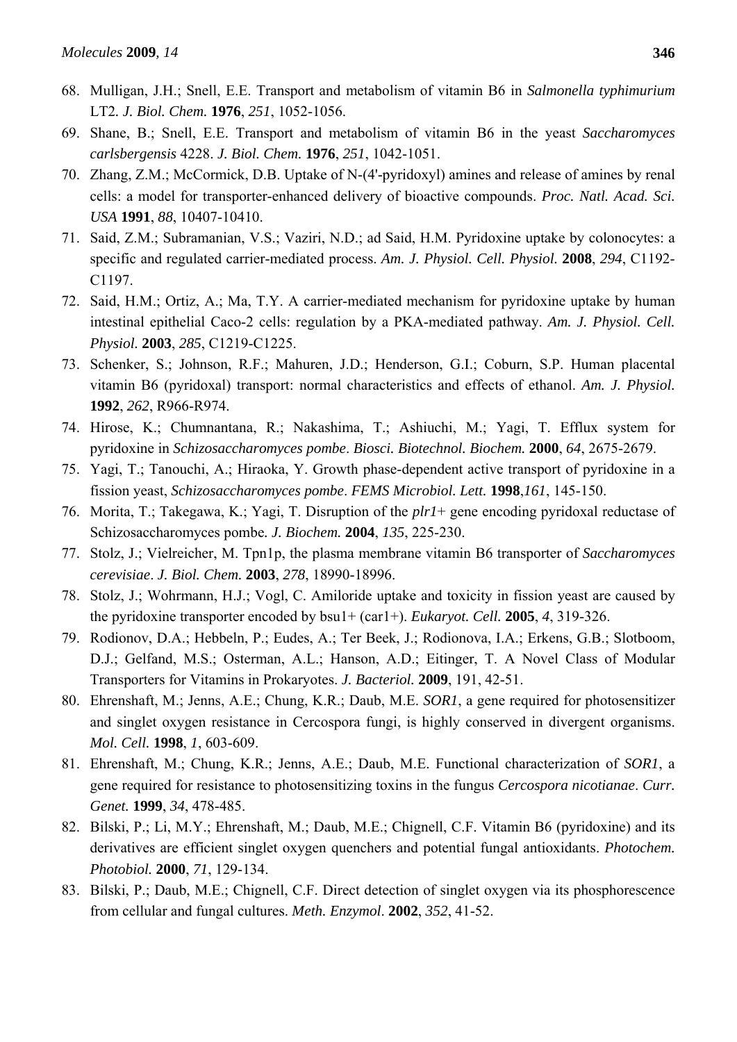68. Mulligan, J.H.; Snell, E.E. Transport and metabolism of vitamin B6 in *Salmonella typhimurium* LT2. *J. Biol. Chem.* **1976**, *251*, 1052-1056.
69. Shane, B.; Snell, E.E. Transport and metabolism of vitamin B6 in the yeast *Saccharomyces carlsbergensis* 4228. *J. Biol. Chem.* **1976**, *251*, 1042-1051.
70. Zhang, Z.M.; McCormick, D.B. Uptake of N-(4'-pyridoxyl) amines and release of amines by renal cells: a model for transporter-enhanced delivery of bioactive compounds. *Proc. Natl. Acad. Sci. USA* **1991**, *88*, 10407-10410.
71. Said, Z.M.; Subramanian, V.S.; Vaziri, N.D.; ad Said, H.M. Pyridoxine uptake by colonocytes: a specific and regulated carrier-mediated process. *Am. J. Physiol. Cell. Physiol.* **2008**, *294*, C1192-C1197.
72. Said, H.M.; Ortiz, A.; Ma, T.Y. A carrier-mediated mechanism for pyridoxine uptake by human intestinal epithelial Caco-2 cells: regulation by a PKA-mediated pathway. *Am. J. Physiol. Cell. Physiol.* **2003**, *285*, C1219-C1225.
73. Schenker, S.; Johnson, R.F.; Mahuren, J.D.; Henderson, G.I.; Coburn, S.P. Human placental vitamin B6 (pyridoxal) transport: normal characteristics and effects of ethanol. *Am. J. Physiol.* **1992**, *262*, R966-R974.
74. Hirose, K.; Chumnantana, R.; Nakashima, T.; Ashiuchi, M.; Yagi, T. Efflux system for pyridoxine in *Schizosaccharomyces pombe*. *Biosci. Biotechnol. Biochem.* **2000**, *64*, 2675-2679.
75. Yagi, T.; Tanouchi, A.; Hiraoka, Y. Growth phase-dependent active transport of pyridoxine in a fission yeast, *Schizosaccharomyces pombe*. *FEMS Microbiol. Lett.* **1998**,*161*, 145-150.
76. Morita, T.; Takegawa, K.; Yagi, T. Disruption of the *plr1*+ gene encoding pyridoxal reductase of Schizosaccharomyces pombe. *J. Biochem.* **2004**, *135*, 225-230.
77. Stolz, J.; Vielreicher, M. Tpn1p, the plasma membrane vitamin B6 transporter of *Saccharomyces cerevisiae*. *J. Biol. Chem.* **2003**, *278*, 18990-18996.
78. Stolz, J.; Wohrmann, H.J.; Vogl, C. Amiloride uptake and toxicity in fission yeast are caused by the pyridoxine transporter encoded by bsu1+ (car1+). *Eukaryot. Cell.* **2005**, *4*, 319-326.
79. Rodionov, D.A.; Hebbeln, P.; Eudes, A.; Ter Beek, J.; Rodionova, I.A.; Erkens, G.B.; Slotboom, D.J.; Gelfand, M.S.; Osterman, A.L.; Hanson, A.D.; Eitinger, T. A Novel Class of Modular Transporters for Vitamins in Prokaryotes. *J. Bacteriol.* **2009**, 191, 42-51.
80. Ehrenshaft, M.; Jenns, A.E.; Chung, K.R.; Daub, M.E. *SOR1*, a gene required for photosensitizer and singlet oxygen resistance in Cercospora fungi, is highly conserved in divergent organisms. *Mol. Cell.* **1998**, *1*, 603-609.
81. Ehrenshaft, M.; Chung, K.R.; Jenns, A.E.; Daub, M.E. Functional characterization of *SOR1*, a gene required for resistance to photosensitizing toxins in the fungus *Cercospora nicotianae*. *Curr. Genet.* **1999**, *34*, 478-485.
82. Bilski, P.; Li, M.Y.; Ehrenshaft, M.; Daub, M.E.; Chignell, C.F. Vitamin B6 (pyridoxine) and its derivatives are efficient singlet oxygen quenchers and potential fungal antioxidants. *Photochem. Photobiol.* **2000**, *71*, 129-134.
83. Bilski, P.; Daub, M.E.; Chignell, C.F. Direct detection of singlet oxygen via its phosphorescence from cellular and fungal cultures. *Meth. Enzymol.* **2002**, *352*, 41-52.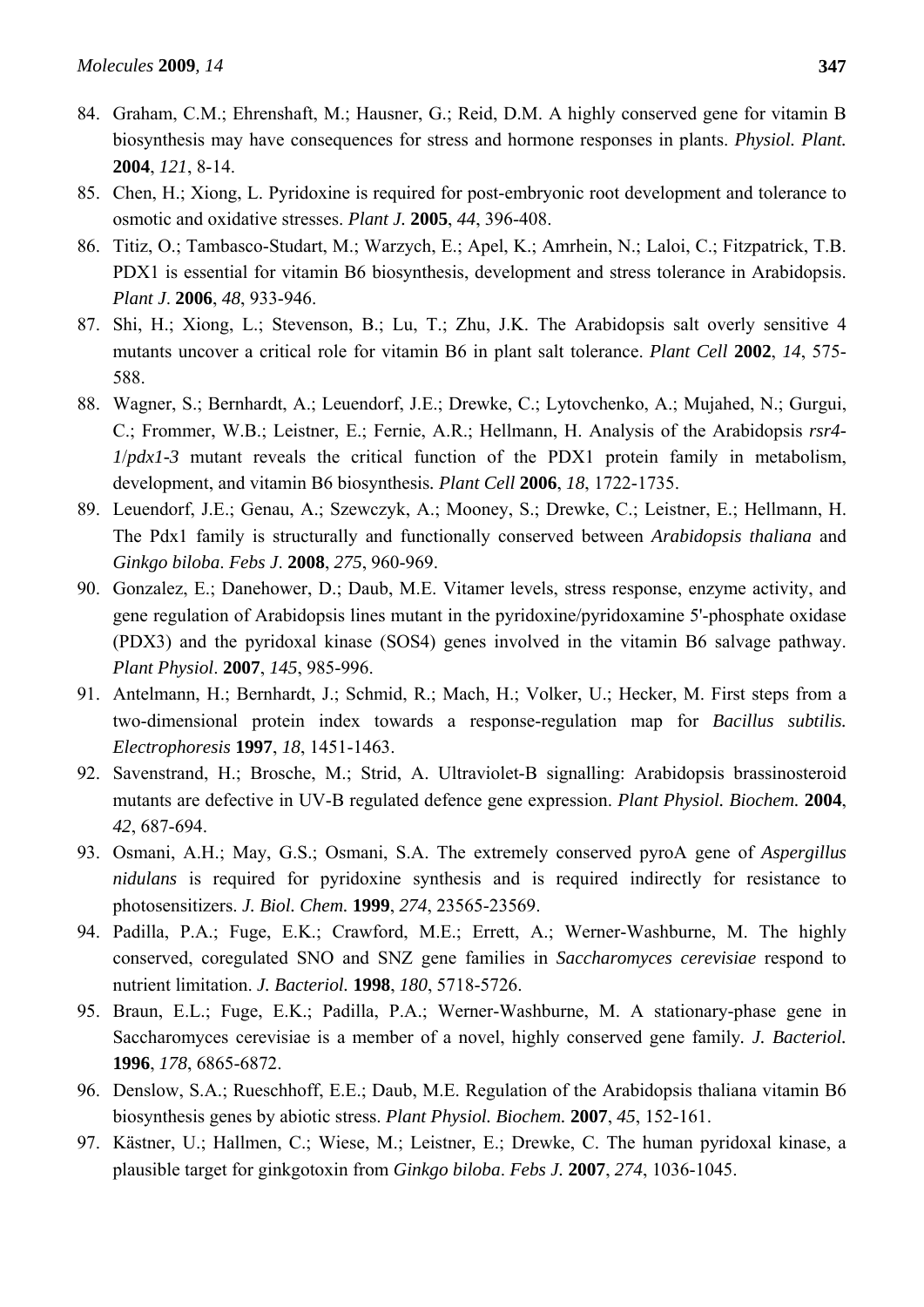84. Graham, C.M.; Ehrenshaft, M.; Hausner, G.; Reid, D.M. A highly conserved gene for vitamin B biosynthesis may have consequences for stress and hormone responses in plants. *Physiol. Plant.* **2004**, *121*, 8-14.
85. Chen, H.; Xiong, L. Pyridoxine is required for post-embryonic root development and tolerance to osmotic and oxidative stresses. *Plant J.* **2005**, *44*, 396-408.
86. Titiz, O.; Tambasco-Studart, M.; Warzych, E.; Apel, K.; Amrhein, N.; Laloi, C.; Fitzpatrick, T.B. PDX1 is essential for vitamin B6 biosynthesis, development and stress tolerance in Arabidopsis. *Plant J*. **2006**, *48*, 933-946.
87. Shi, H.; Xiong, L.; Stevenson, B.; Lu, T.; Zhu, J.K. The Arabidopsis salt overly sensitive 4 mutants uncover a critical role for vitamin B6 in plant salt tolerance. *Plant Cell* **2002**, *14*, 575-588.
88. Wagner, S.; Bernhardt, A.; Leuendorf, J.E.; Drewke, C.; Lytovchenko, A.; Mujahed, N.; Gurgui, C.; Frommer, W.B.; Leistner, E.; Fernie, A.R.; Hellmann, H. Analysis of the Arabidopsis *rsr4-1*/*pdx1-3* mutant reveals the critical function of the PDX1 protein family in metabolism, development, and vitamin B6 biosynthesis. *Plant Cell* **2006**, *18*, 1722-1735.
89. Leuendorf, J.E.; Genau, A.; Szewczyk, A.; Mooney, S.; Drewke, C.; Leistner, E.; Hellmann, H. The Pdx1 family is structurally and functionally conserved between *Arabidopsis thaliana* and *Ginkgo biloba*. *Febs J*. **2008**, *275*, 960-969.
90. Gonzalez, E.; Danehower, D.; Daub, M.E. Vitamer levels, stress response, enzyme activity, and gene regulation of Arabidopsis lines mutant in the pyridoxine/pyridoxamine 5'-phosphate oxidase (PDX3) and the pyridoxal kinase (SOS4) genes involved in the vitamin B6 salvage pathway. *Plant Physiol*. **2007**, *145*, 985-996.
91. Antelmann, H.; Bernhardt, J.; Schmid, R.; Mach, H.; Volker, U.; Hecker, M. First steps from a two-dimensional protein index towards a response-regulation map for *Bacillus subtilis. Electrophoresis* **1997**, *18*, 1451-1463.
92. Savenstrand, H.; Brosche, M.; Strid, A. Ultraviolet-B signalling: Arabidopsis brassinosteroid mutants are defective in UV-B regulated defence gene expression. *Plant Physiol. Biochem.* **2004**, *42*, 687-694.
93. Osmani, A.H.; May, G.S.; Osmani, S.A. The extremely conserved pyroA gene of *Aspergillus nidulans* is required for pyridoxine synthesis and is required indirectly for resistance to photosensitizers. *J. Biol. Chem.* **1999**, *274*, 23565-23569.
94. Padilla, P.A.; Fuge, E.K.; Crawford, M.E.; Errett, A.; Werner-Washburne, M. The highly conserved, coregulated SNO and SNZ gene families in *Saccharomyces cerevisiae* respond to nutrient limitation. *J. Bacteriol.* **1998**, *180*, 5718-5726.
95. Braun, E.L.; Fuge, E.K.; Padilla, P.A.; Werner-Washburne, M. A stationary-phase gene in Saccharomyces cerevisiae is a member of a novel, highly conserved gene family. *J. Bacteriol.* **1996**, *178*, 6865-6872.
96. Denslow, S.A.; Rueschhoff, E.E.; Daub, M.E. Regulation of the Arabidopsis thaliana vitamin B6 biosynthesis genes by abiotic stress. *Plant Physiol. Biochem.* **2007**, *45*, 152-161.
97. Kästner, U.; Hallmen, C.; Wiese, M.; Leistner, E.; Drewke, C. The human pyridoxal kinase, a plausible target for ginkgotoxin from *Ginkgo biloba*. *Febs J.* **2007**, *274*, 1036-1045.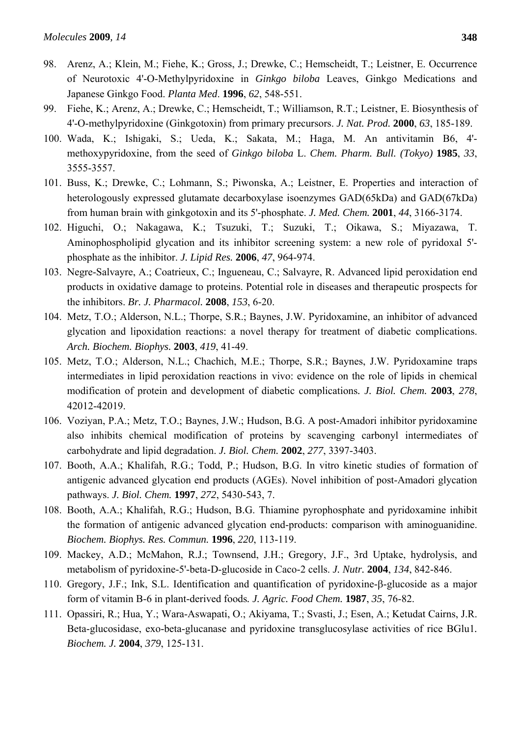98. Arenz, A.; Klein, M.; Fiehe, K.; Gross, J.; Drewke, C.; Hemscheidt, T.; Leistner, E. Occurrence of Neurotoxic 4'-O-Methylpyridoxine in *Ginkgo biloba* Leaves, Ginkgo Medications and Japanese Ginkgo Food. *Planta Med*. **1996**, *62*, 548-551.
99. Fiehe, K.; Arenz, A.; Drewke, C.; Hemscheidt, T.; Williamson, R.T.; Leistner, E. Biosynthesis of 4'-O-methylpyridoxine (Ginkgotoxin) from primary precursors. *J. Nat. Prod.* **2000**, *63*, 185-189.
100. Wada, K.; Ishigaki, S.; Ueda, K.; Sakata, M.; Haga, M. An antivitamin B6, 4'-methoxypyridoxine, from the seed of *Ginkgo biloba* L. *Chem. Pharm. Bull. (Tokyo)* **1985**, *33*, 3555-3557.
101. Buss, K.; Drewke, C.; Lohmann, S.; Piwonska, A.; Leistner, E. Properties and interaction of heterologously expressed glutamate decarboxylase isoenzymes GAD(65kDa) and GAD(67kDa) from human brain with ginkgotoxin and its 5'-phosphate. *J. Med. Chem.* **2001**, *44*, 3166-3174.
102. Higuchi, O.; Nakagawa, K.; Tsuzuki, T.; Suzuki, T.; Oikawa, S.; Miyazawa, T. Aminophospholipid glycation and its inhibitor screening system: a new role of pyridoxal 5'-phosphate as the inhibitor. *J. Lipid Res.* **2006**, *47*, 964-974.
103. Negre-Salvayre, A.; Coatrieux, C.; Ingueneau, C.; Salvayre, R. Advanced lipid peroxidation end products in oxidative damage to proteins. Potential role in diseases and therapeutic prospects for the inhibitors. *Br. J. Pharmacol.* **2008**, *153*, 6-20.
104. Metz, T.O.; Alderson, N.L.; Thorpe, S.R.; Baynes, J.W. Pyridoxamine, an inhibitor of advanced glycation and lipoxidation reactions: a novel therapy for treatment of diabetic complications. *Arch. Biochem. Biophys.* **2003**, *419*, 41-49.
105. Metz, T.O.; Alderson, N.L.; Chachich, M.E.; Thorpe, S.R.; Baynes, J.W. Pyridoxamine traps intermediates in lipid peroxidation reactions in vivo: evidence on the role of lipids in chemical modification of protein and development of diabetic complications. *J. Biol. Chem.* **2003**, *278*, 42012-42019.
106. Voziyan, P.A.; Metz, T.O.; Baynes, J.W.; Hudson, B.G. A post-Amadori inhibitor pyridoxamine also inhibits chemical modification of proteins by scavenging carbonyl intermediates of carbohydrate and lipid degradation. *J. Biol. Chem.* **2002**, *277*, 3397-3403.
107. Booth, A.A.; Khalifah, R.G.; Todd, P.; Hudson, B.G. In vitro kinetic studies of formation of antigenic advanced glycation end products (AGEs). Novel inhibition of post-Amadori glycation pathways. *J. Biol. Chem.* **1997**, *272*, 5430-543, 7.
108. Booth, A.A.; Khalifah, R.G.; Hudson, B.G. Thiamine pyrophosphate and pyridoxamine inhibit the formation of antigenic advanced glycation end-products: comparison with aminoguanidine. *Biochem. Biophys. Res. Commun.* **1996**, *220*, 113-119.
109. Mackey, A.D.; McMahon, R.J.; Townsend, J.H.; Gregory, J.F., 3rd Uptake, hydrolysis, and metabolism of pyridoxine-5'-beta-D-glucoside in Caco-2 cells. *J. Nutr.* **2004**, *134*, 842-846.
110. Gregory, J.F.; Ink, S.L. Identification and quantification of pyridoxine-β-glucoside as a major form of vitamin B-6 in plant-derived foods*. J. Agric. Food Chem.* **1987**, *35*, 76-82.
111. Opassiri, R.; Hua, Y.; Wara-Aswapati, O.; Akiyama, T.; Svasti, J.; Esen, A.; Ketudat Cairns, J.R. Beta-glucosidase, exo-beta-glucanase and pyridoxine transglucosylase activities of rice BGlu1. *Biochem. J.* **2004**, *379*, 125-131.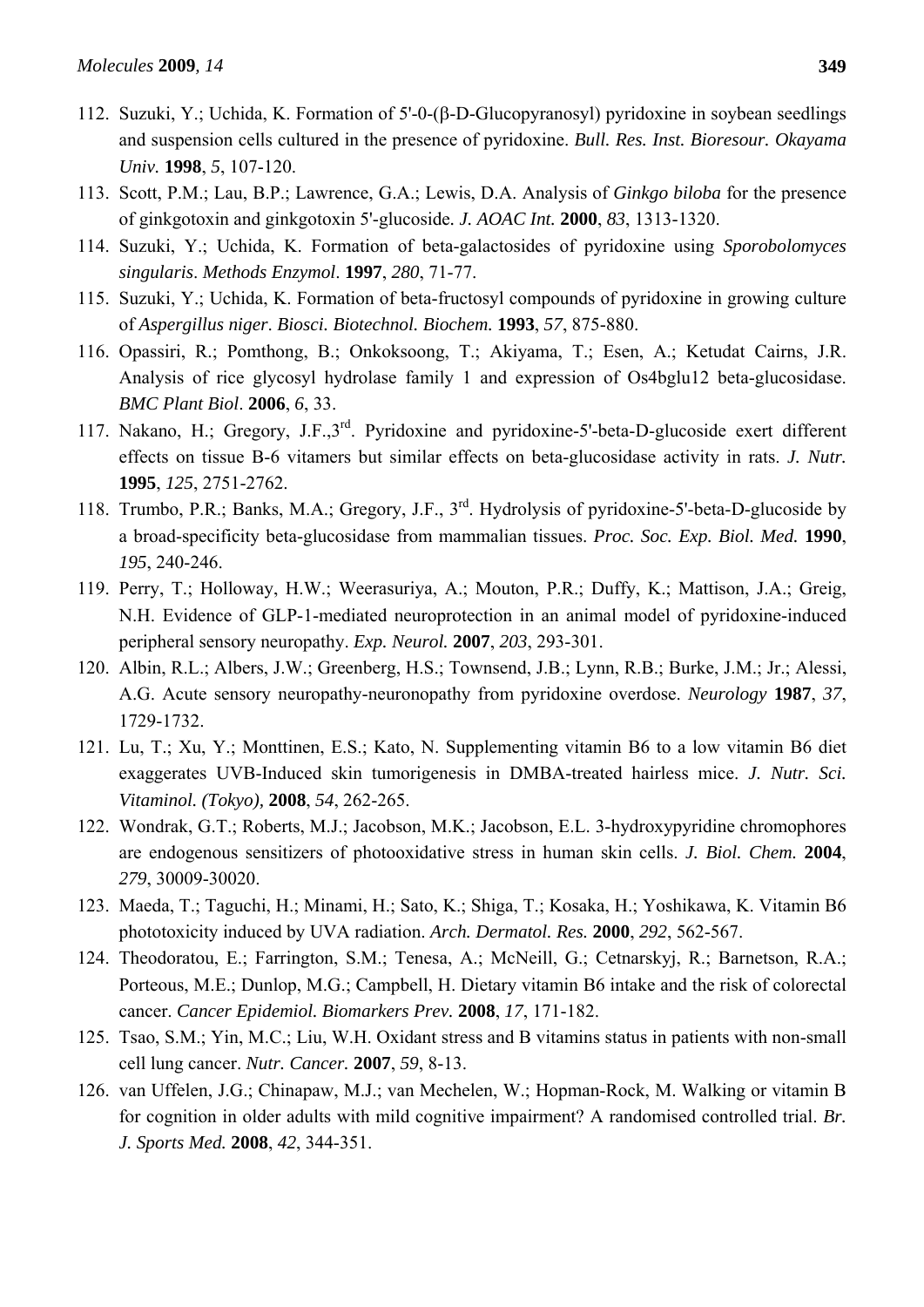112. Suzuki, Y.; Uchida, K. Formation of 5'-0-(β-D-Glucopyranosyl) pyridoxine in soybean seedlings and suspension cells cultured in the presence of pyridoxine. *Bull. Res. Inst. Bioresour. Okayama Univ.* **1998**, *5*, 107-120.
113. Scott, P.M.; Lau, B.P.; Lawrence, G.A.; Lewis, D.A. Analysis of *Ginkgo biloba* for the presence of ginkgotoxin and ginkgotoxin 5'-glucoside. *J. AOAC Int.* **2000**, *83*, 1313-1320.
114. Suzuki, Y.; Uchida, K. Formation of beta-galactosides of pyridoxine using *Sporobolomyces singularis*. *Methods Enzymol*. **1997**, *280*, 71-77.
115. Suzuki, Y.; Uchida, K. Formation of beta-fructosyl compounds of pyridoxine in growing culture of *Aspergillus niger*. *Biosci. Biotechnol. Biochem.* **1993**, *57*, 875-880.
116. Opassiri, R.; Pomthong, B.; Onkoksoong, T.; Akiyama, T.; Esen, A.; Ketudat Cairns, J.R. Analysis of rice glycosyl hydrolase family 1 and expression of Os4bglu12 beta-glucosidase. *BMC Plant Biol*. **2006**, *6*, 33.
117. Nakano, H.; Gregory, J.F.,3rd. Pyridoxine and pyridoxine-5'-beta-D-glucoside exert different effects on tissue B-6 vitamers but similar effects on beta-glucosidase activity in rats. *J. Nutr.* **1995**, *125*, 2751-2762.
118. Trumbo, P.R.; Banks, M.A.; Gregory, J.F., 3rd. Hydrolysis of pyridoxine-5'-beta-D-glucoside by a broad-specificity beta-glucosidase from mammalian tissues. *Proc. Soc. Exp. Biol. Med.* **1990**, *195*, 240-246.
119. Perry, T.; Holloway, H.W.; Weerasuriya, A.; Mouton, P.R.; Duffy, K.; Mattison, J.A.; Greig, N.H. Evidence of GLP-1-mediated neuroprotection in an animal model of pyridoxine-induced peripheral sensory neuropathy. *Exp. Neurol.* **2007**, *203*, 293-301.
120. Albin, R.L.; Albers, J.W.; Greenberg, H.S.; Townsend, J.B.; Lynn, R.B.; Burke, J.M.; Jr.; Alessi, A.G. Acute sensory neuropathy-neuronopathy from pyridoxine overdose. *Neurology* **1987**, *37*, 1729-1732.
121. Lu, T.; Xu, Y.; Monttinen, E.S.; Kato, N. Supplementing vitamin B6 to a low vitamin B6 diet exaggerates UVB-Induced skin tumorigenesis in DMBA-treated hairless mice. *J. Nutr. Sci. Vitaminol. (Tokyo),* **2008**, *54*, 262-265.
122. Wondrak, G.T.; Roberts, M.J.; Jacobson, M.K.; Jacobson, E.L. 3-hydroxypyridine chromophores are endogenous sensitizers of photooxidative stress in human skin cells. *J. Biol. Chem.* **2004**, *279*, 30009-30020.
123. Maeda, T.; Taguchi, H.; Minami, H.; Sato, K.; Shiga, T.; Kosaka, H.; Yoshikawa, K. Vitamin B6 phototoxicity induced by UVA radiation. *Arch. Dermatol. Res.* **2000**, *292*, 562-567.
124. Theodoratou, E.; Farrington, S.M.; Tenesa, A.; McNeill, G.; Cetnarskyj, R.; Barnetson, R.A.; Porteous, M.E.; Dunlop, M.G.; Campbell, H. Dietary vitamin B6 intake and the risk of colorectal cancer. *Cancer Epidemiol. Biomarkers Prev.* **2008**, *17*, 171-182.
125. Tsao, S.M.; Yin, M.C.; Liu, W.H. Oxidant stress and B vitamins status in patients with non-small cell lung cancer. *Nutr. Cancer.* **2007**, *59*, 8-13.
126. van Uffelen, J.G.; Chinapaw, M.J.; van Mechelen, W.; Hopman-Rock, M. Walking or vitamin B for cognition in older adults with mild cognitive impairment? A randomised controlled trial. *Br. J. Sports Med.* **2008**, *42*, 344-351.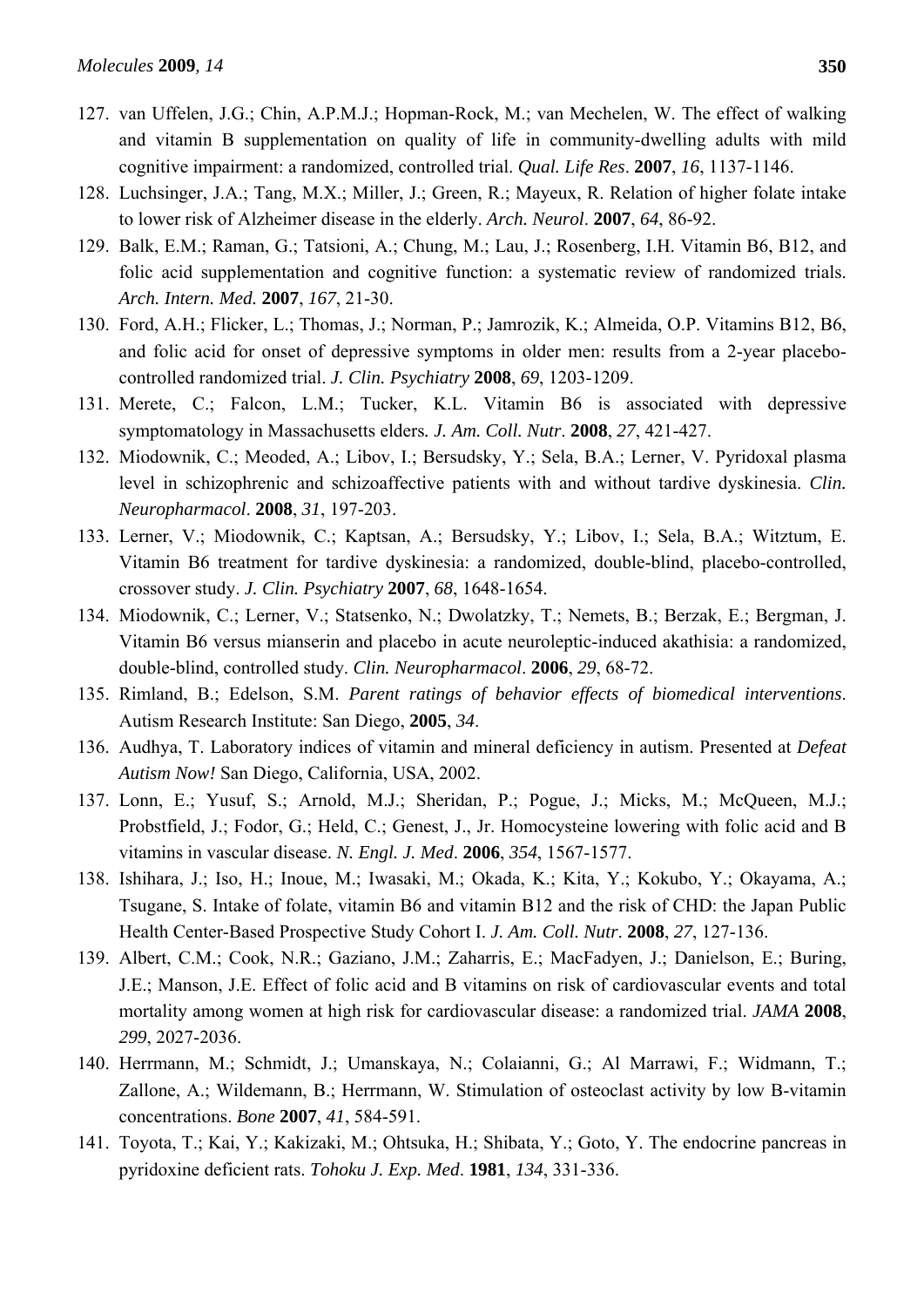127. van Uffelen, J.G.; Chin, A.P.M.J.; Hopman-Rock, M.; van Mechelen, W. The effect of walking and vitamin B supplementation on quality of life in community-dwelling adults with mild cognitive impairment: a randomized, controlled trial. *Qual. Life Res*. **2007**, *16*, 1137-1146.
128. Luchsinger, J.A.; Tang, M.X.; Miller, J.; Green, R.; Mayeux, R. Relation of higher folate intake to lower risk of Alzheimer disease in the elderly. *Arch. Neurol*. **2007**, *64*, 86-92.
129. Balk, E.M.; Raman, G.; Tatsioni, A.; Chung, M.; Lau, J.; Rosenberg, I.H. Vitamin B6, B12, and folic acid supplementation and cognitive function: a systematic review of randomized trials. *Arch. Intern. Med.* **2007**, *167*, 21-30.
130. Ford, A.H.; Flicker, L.; Thomas, J.; Norman, P.; Jamrozik, K.; Almeida, O.P. Vitamins B12, B6, and folic acid for onset of depressive symptoms in older men: results from a 2-year placebo-controlled randomized trial. *J. Clin. Psychiatry* **2008**, *69*, 1203-1209.
131. Merete, C.; Falcon, L.M.; Tucker, K.L. Vitamin B6 is associated with depressive symptomatology in Massachusetts elders*. J. Am. Coll. Nutr*. **2008**, *27*, 421-427.
132. Miodownik, C.; Meoded, A.; Libov, I.; Bersudsky, Y.; Sela, B.A.; Lerner, V. Pyridoxal plasma level in schizophrenic and schizoaffective patients with and without tardive dyskinesia. *Clin. Neuropharmacol*. **2008**, *31*, 197-203.
133. Lerner, V.; Miodownik, C.; Kaptsan, A.; Bersudsky, Y.; Libov, I.; Sela, B.A.; Witztum, E. Vitamin B6 treatment for tardive dyskinesia: a randomized, double-blind, placebo-controlled, crossover study. *J. Clin. Psychiatry* **2007**, *68*, 1648-1654.
134. Miodownik, C.; Lerner, V.; Statsenko, N.; Dwolatzky, T.; Nemets, B.; Berzak, E.; Bergman, J. Vitamin B6 versus mianserin and placebo in acute neuroleptic-induced akathisia: a randomized, double-blind, controlled study. *Clin. Neuropharmacol*. **2006**, *29*, 68-72.
135. Rimland, B.; Edelson, S.M. *Parent ratings of behavior effects of biomedical interventions*. Autism Research Institute: San Diego, **2005**, *34*.
136. Audhya, T. Laboratory indices of vitamin and mineral deficiency in autism. Presented at *Defeat Autism Now!* San Diego, California, USA, 2002.
137. Lonn, E.; Yusuf, S.; Arnold, M.J.; Sheridan, P.; Pogue, J.; Micks, M.; McQueen, M.J.; Probstfield, J.; Fodor, G.; Held, C.; Genest, J., Jr. Homocysteine lowering with folic acid and B vitamins in vascular disease. *N. Engl. J. Med*. **2006**, *354*, 1567-1577.
138. Ishihara, J.; Iso, H.; Inoue, M.; Iwasaki, M.; Okada, K.; Kita, Y.; Kokubo, Y.; Okayama, A.; Tsugane, S. Intake of folate, vitamin B6 and vitamin B12 and the risk of CHD: the Japan Public Health Center-Based Prospective Study Cohort I. *J. Am. Coll. Nutr*. **2008**, *27*, 127-136.
139. Albert, C.M.; Cook, N.R.; Gaziano, J.M.; Zaharris, E.; MacFadyen, J.; Danielson, E.; Buring, J.E.; Manson, J.E. Effect of folic acid and B vitamins on risk of cardiovascular events and total mortality among women at high risk for cardiovascular disease: a randomized trial. *JAMA* **2008**, *299*, 2027-2036.
140. Herrmann, M.; Schmidt, J.; Umanskaya, N.; Colaianni, G.; Al Marrawi, F.; Widmann, T.; Zallone, A.; Wildemann, B.; Herrmann, W. Stimulation of osteoclast activity by low B-vitamin concentrations. *Bone* **2007**, *41*, 584-591.
141. Toyota, T.; Kai, Y.; Kakizaki, M.; Ohtsuka, H.; Shibata, Y.; Goto, Y. The endocrine pancreas in pyridoxine deficient rats. *Tohoku J. Exp. Med*. **1981**, *134*, 331-336.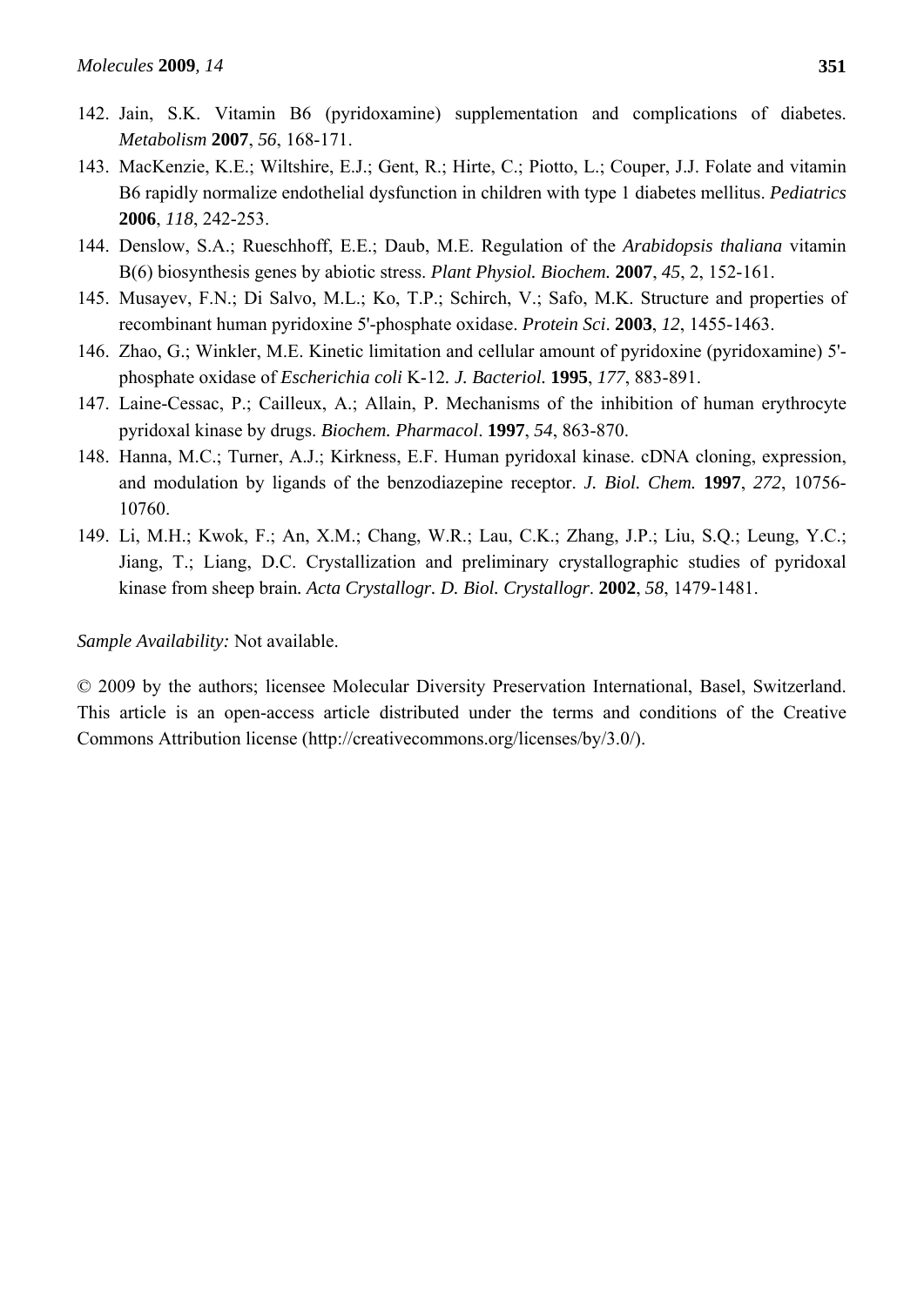142. Jain, S.K. Vitamin B6 (pyridoxamine) supplementation and complications of diabetes. *Metabolism* **2007**, *56*, 168-171.
143. MacKenzie, K.E.; Wiltshire, E.J.; Gent, R.; Hirte, C.; Piotto, L.; Couper, J.J. Folate and vitamin B6 rapidly normalize endothelial dysfunction in children with type 1 diabetes mellitus. *Pediatrics* **2006**, *118*, 242-253.
144. Denslow, S.A.; Rueschhoff, E.E.; Daub, M.E. Regulation of the *Arabidopsis thaliana* vitamin B(6) biosynthesis genes by abiotic stress. *Plant Physiol. Biochem.* **2007**, *45*, 2, 152-161.
145. Musayev, F.N.; Di Salvo, M.L.; Ko, T.P.; Schirch, V.; Safo, M.K. Structure and properties of recombinant human pyridoxine 5'-phosphate oxidase. *Protein Sci*. **2003**, *12*, 1455-1463.
146. Zhao, G.; Winkler, M.E. Kinetic limitation and cellular amount of pyridoxine (pyridoxamine) 5'-phosphate oxidase of *Escherichia coli* K-12. *J. Bacteriol.* **1995**, *177*, 883-891.
147. Laine-Cessac, P.; Cailleux, A.; Allain, P. Mechanisms of the inhibition of human erythrocyte pyridoxal kinase by drugs. *Biochem. Pharmacol*. **1997**, *54*, 863-870.
148. Hanna, M.C.; Turner, A.J.; Kirkness, E.F. Human pyridoxal kinase. cDNA cloning, expression, and modulation by ligands of the benzodiazepine receptor. *J. Biol. Chem.* **1997**, *272*, 10756-10760.
149. Li, M.H.; Kwok, F.; An, X.M.; Chang, W.R.; Lau, C.K.; Zhang, J.P.; Liu, S.Q.; Leung, Y.C.; Jiang, T.; Liang, D.C. Crystallization and preliminary crystallographic studies of pyridoxal kinase from sheep brain. *Acta Crystallogr. D. Biol. Crystallogr*. **2002**, *58*, 1479-1481.

*Sample Availability:* Not available.

© 2009 by the authors; licensee Molecular Diversity Preservation International, Basel, Switzerland. This article is an open-access article distributed under the terms and conditions of the Creative Commons Attribution license (http://creativecommons.org/licenses/by/3.0/).